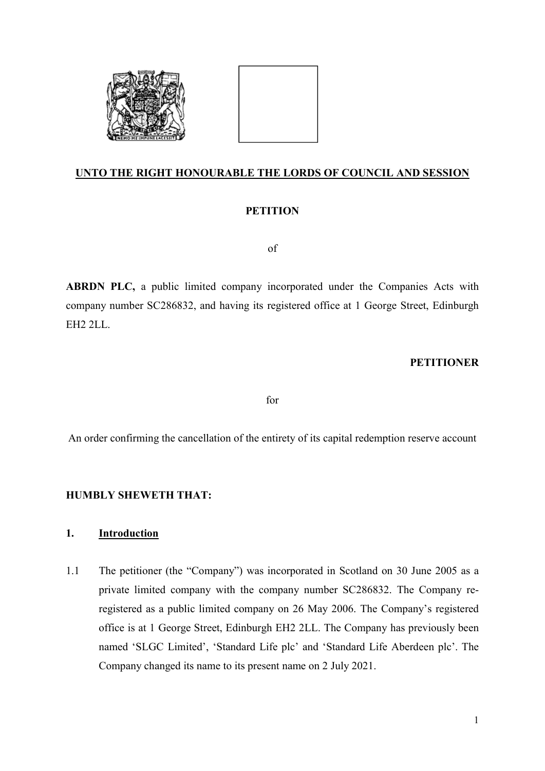**UNTO THE RIGHT HONOURABLE THE LORDS OF COUNCIL AND SESSION**

**PETITION**

of

**ABRDN PLC,** a public limited company incorporated under the Companies Acts with company number SC286832, and having its registered office at 1 George Street, Edinburgh EH2 2LL.

**PETITIONER**

for

An order confirming the cancellation of the entirety of its capital redemption reserve account

**HUMBLY SHEWETH THAT:**

## 1. Introduction

1.1 The petitioner (the "Company") was incorporated in Scotland on 30 June 2005 as a private limited company with the company number SC286832. The Company re-registered as a public limited company on 26 May 2006. The Company's registered office is at 1 George Street, Edinburgh EH2 2LL. The Company has previously been named 'SLGC Limited', 'Standard Life plc' and 'Standard Life Aberdeen plc'. The Company changed its name to its present name on 2 July 2021.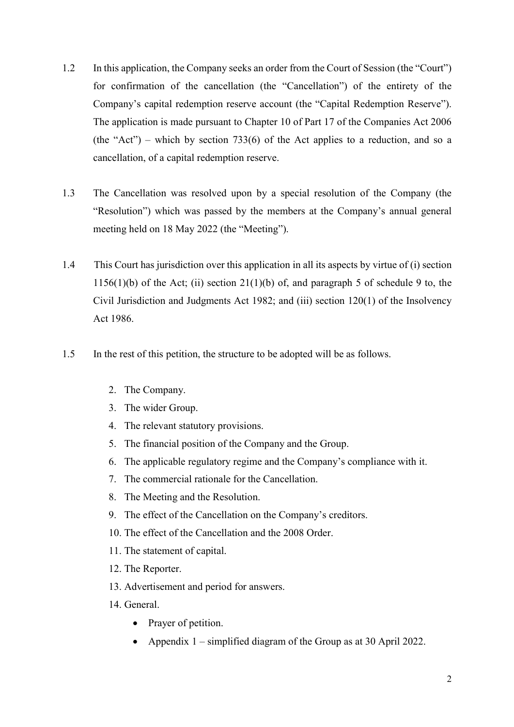1.2 In this application, the Company seeks an order from the Court of Session (the "Court") for confirmation of the cancellation (the "Cancellation") of the entirety of the Company's capital redemption reserve account (the "Capital Redemption Reserve"). The application is made pursuant to Chapter 10 of Part 17 of the Companies Act 2006 (the "Act") – which by section 733(6) of the Act applies to a reduction, and so a cancellation, of a capital redemption reserve.

1.3 The Cancellation was resolved upon by a special resolution of the Company (the "Resolution") which was passed by the members at the Company's annual general meeting held on 18 May 2022 (the "Meeting").

1.4 This Court has jurisdiction over this application in all its aspects by virtue of (i) section 1156(1)(b) of the Act; (ii) section 21(1)(b) of, and paragraph 5 of schedule 9 to, the Civil Jurisdiction and Judgments Act 1982; and (iii) section 120(1) of the Insolvency Act 1986.

1.5 In the rest of this petition, the structure to be adopted will be as follows.

2. The Company.
3. The wider Group.
4. The relevant statutory provisions.
5. The financial position of the Company and the Group.
6. The applicable regulatory regime and the Company's compliance with it.
7. The commercial rationale for the Cancellation.
8. The Meeting and the Resolution.
9. The effect of the Cancellation on the Company's creditors.
10. The effect of the Cancellation and the 2008 Order.
11. The statement of capital.
12. The Reporter.
13. Advertisement and period for answers.
14. General.
    - Prayer of petition.
    - Appendix 1 – simplified diagram of the Group as at 30 April 2022.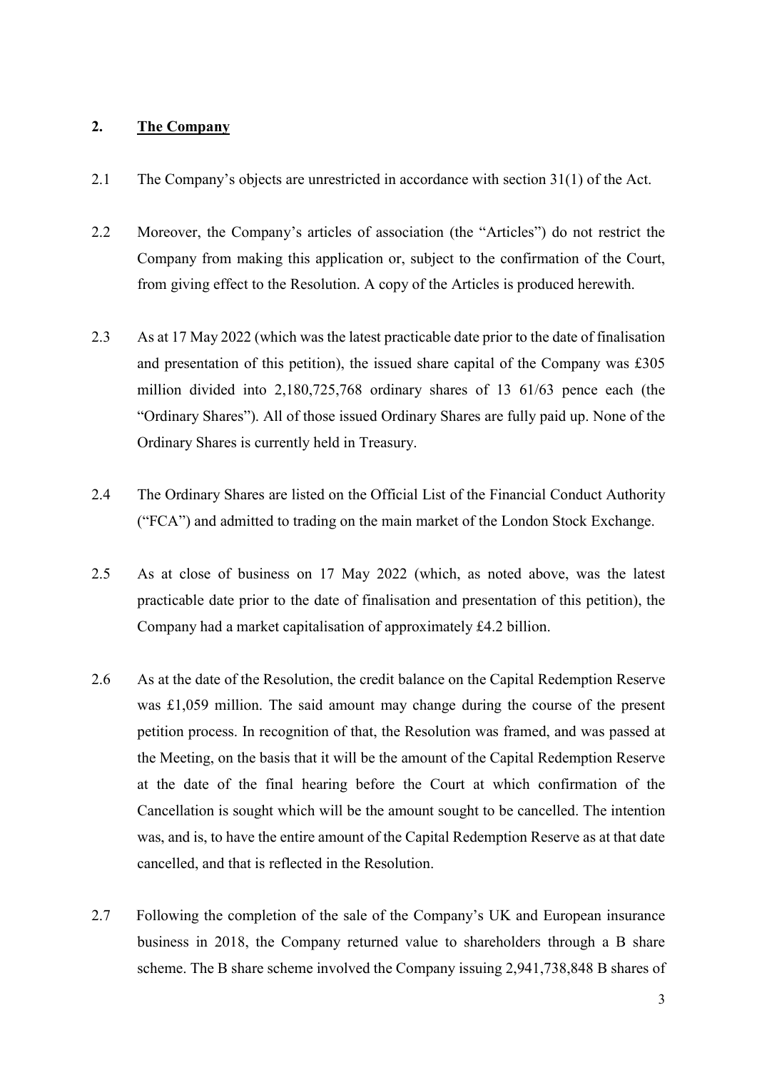## 2. The Company

2.1 The Company's objects are unrestricted in accordance with section 31(1) of the Act.

2.2 Moreover, the Company's articles of association (the "Articles") do not restrict the Company from making this application or, subject to the confirmation of the Court, from giving effect to the Resolution. A copy of the Articles is produced herewith.

2.3 As at 17 May 2022 (which was the latest practicable date prior to the date of finalisation and presentation of this petition), the issued share capital of the Company was £305 million divided into 2,180,725,768 ordinary shares of 13 61/63 pence each (the "Ordinary Shares"). All of those issued Ordinary Shares are fully paid up. None of the Ordinary Shares is currently held in Treasury.

2.4 The Ordinary Shares are listed on the Official List of the Financial Conduct Authority ("FCA") and admitted to trading on the main market of the London Stock Exchange.

2.5 As at close of business on 17 May 2022 (which, as noted above, was the latest practicable date prior to the date of finalisation and presentation of this petition), the Company had a market capitalisation of approximately £4.2 billion.

2.6 As at the date of the Resolution, the credit balance on the Capital Redemption Reserve was £1,059 million. The said amount may change during the course of the present petition process. In recognition of that, the Resolution was framed, and was passed at the Meeting, on the basis that it will be the amount of the Capital Redemption Reserve at the date of the final hearing before the Court at which confirmation of the Cancellation is sought which will be the amount sought to be cancelled. The intention was, and is, to have the entire amount of the Capital Redemption Reserve as at that date cancelled, and that is reflected in the Resolution.

2.7 Following the completion of the sale of the Company's UK and European insurance business in 2018, the Company returned value to shareholders through a B share scheme. The B share scheme involved the Company issuing 2,941,738,848 B shares of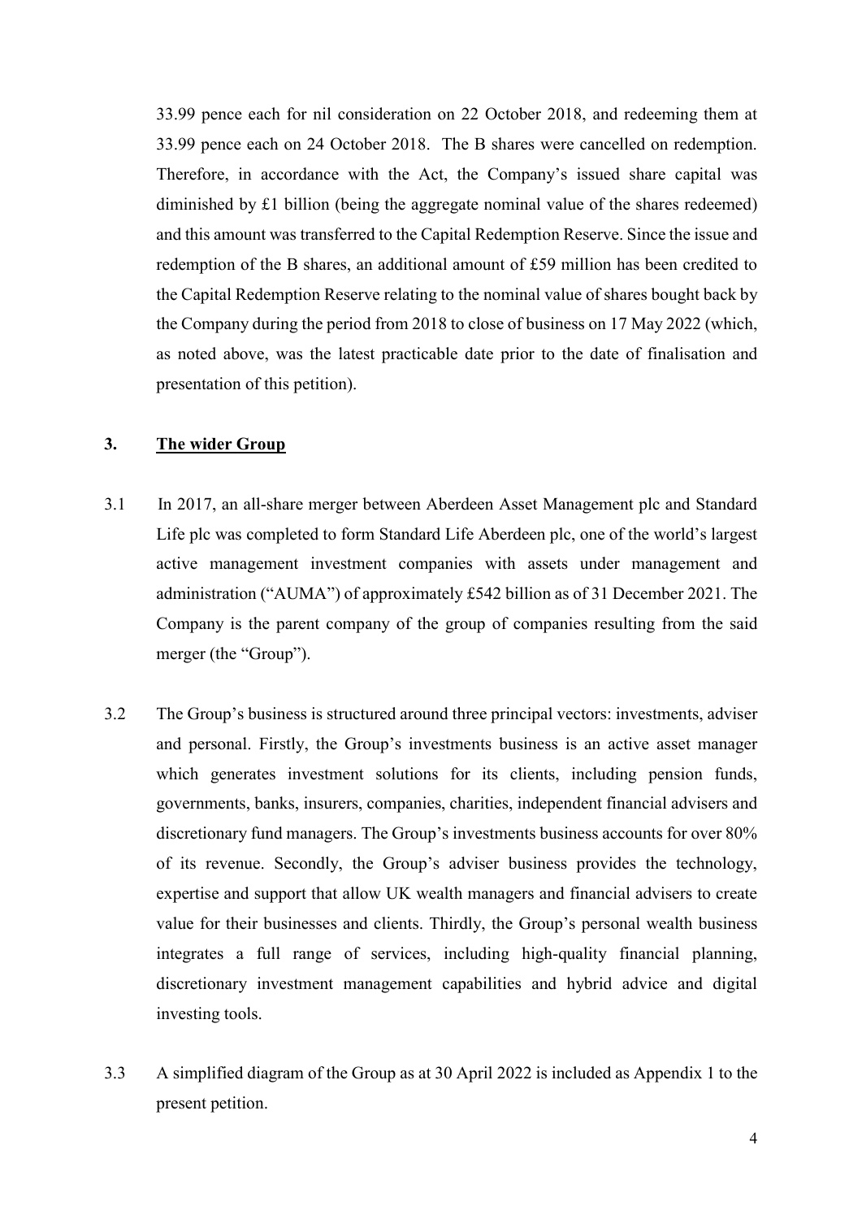33.99 pence each for nil consideration on 22 October 2018, and redeeming them at 33.99 pence each on 24 October 2018. The B shares were cancelled on redemption. Therefore, in accordance with the Act, the Company's issued share capital was diminished by £1 billion (being the aggregate nominal value of the shares redeemed) and this amount was transferred to the Capital Redemption Reserve. Since the issue and redemption of the B shares, an additional amount of £59 million has been credited to the Capital Redemption Reserve relating to the nominal value of shares bought back by the Company during the period from 2018 to close of business on 17 May 2022 (which, as noted above, was the latest practicable date prior to the date of finalisation and presentation of this petition).

## 3. <u>The wider Group</u>

3.1 In 2017, an all-share merger between Aberdeen Asset Management plc and Standard Life plc was completed to form Standard Life Aberdeen plc, one of the world's largest active management investment companies with assets under management and administration ("AUMA") of approximately £542 billion as of 31 December 2021. The Company is the parent company of the group of companies resulting from the said merger (the "Group").

3.2 The Group's business is structured around three principal vectors: investments, adviser and personal. Firstly, the Group's investments business is an active asset manager which generates investment solutions for its clients, including pension funds, governments, banks, insurers, companies, charities, independent financial advisers and discretionary fund managers. The Group's investments business accounts for over 80% of its revenue. Secondly, the Group's adviser business provides the technology, expertise and support that allow UK wealth managers and financial advisers to create value for their businesses and clients. Thirdly, the Group's personal wealth business integrates a full range of services, including high-quality financial planning, discretionary investment management capabilities and hybrid advice and digital investing tools.

3.3 A simplified diagram of the Group as at 30 April 2022 is included as Appendix 1 to the present petition.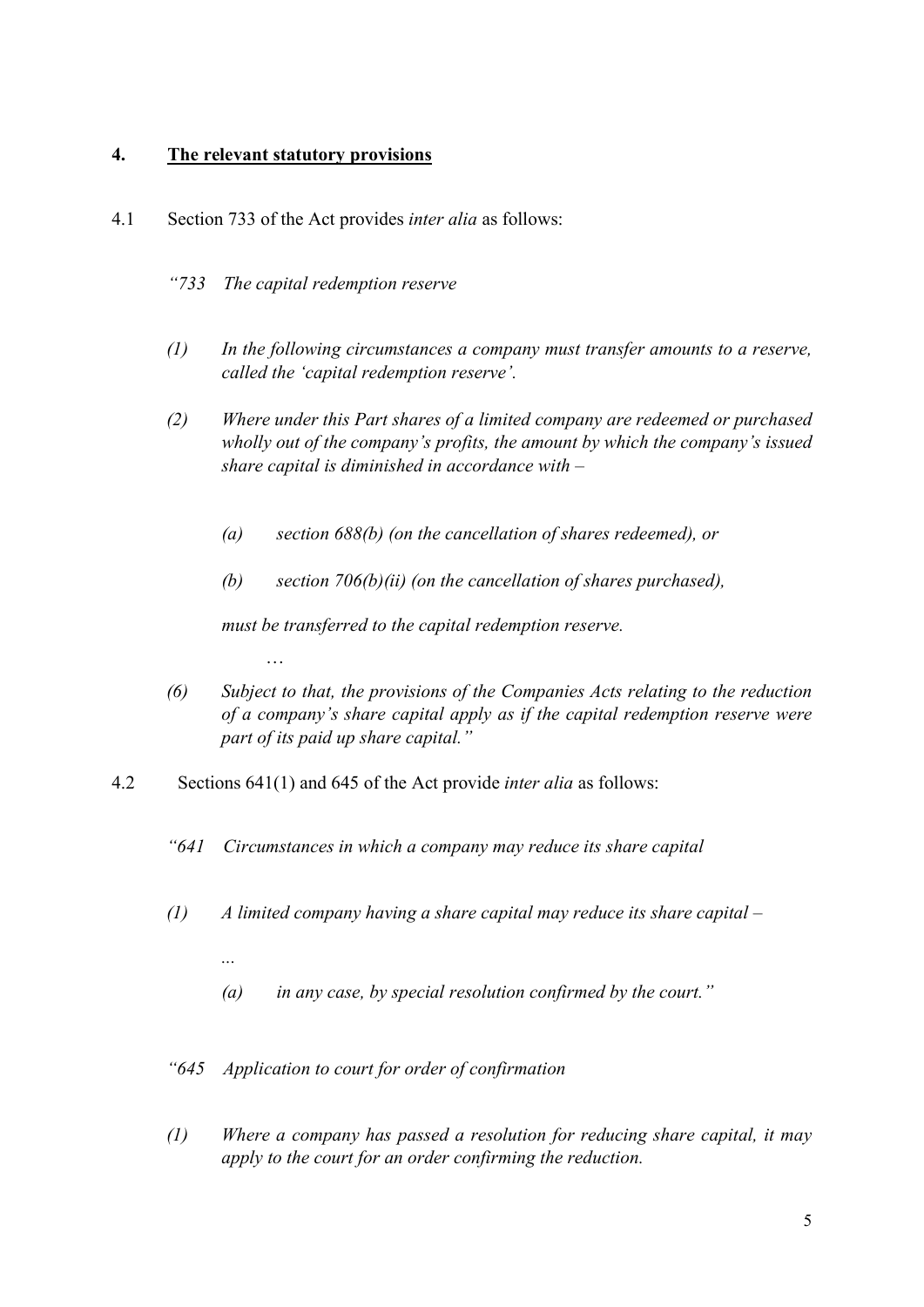## 4. **The relevant statutory provisions**

4.1 Section 733 of the Act provides *inter alia* as follows:

> *"733 The capital redemption reserve*
>
> *(1) In the following circumstances a company must transfer amounts to a reserve, called the 'capital redemption reserve'.*
>
> *(2) Where under this Part shares of a limited company are redeemed or purchased wholly out of the company's profits, the amount by which the company's issued share capital is diminished in accordance with –*
>
> > *(a) section 688(b) (on the cancellation of shares redeemed), or*
> >
> > *(b) section 706(b)(ii) (on the cancellation of shares purchased),*
>
> *must be transferred to the capital redemption reserve.*
>
> …
>
> *(6) Subject to that, the provisions of the Companies Acts relating to the reduction of a company's share capital apply as if the capital redemption reserve were part of its paid up share capital."*

4.2 Sections 641(1) and 645 of the Act provide *inter alia* as follows:

> *"641 Circumstances in which a company may reduce its share capital*
>
> *(1) A limited company having a share capital may reduce its share capital –*
>
> > *...*
> >
> > *(a) in any case, by special resolution confirmed by the court."*
>
> *"645 Application to court for order of confirmation*
>
> *(1) Where a company has passed a resolution for reducing share capital, it may apply to the court for an order confirming the reduction.*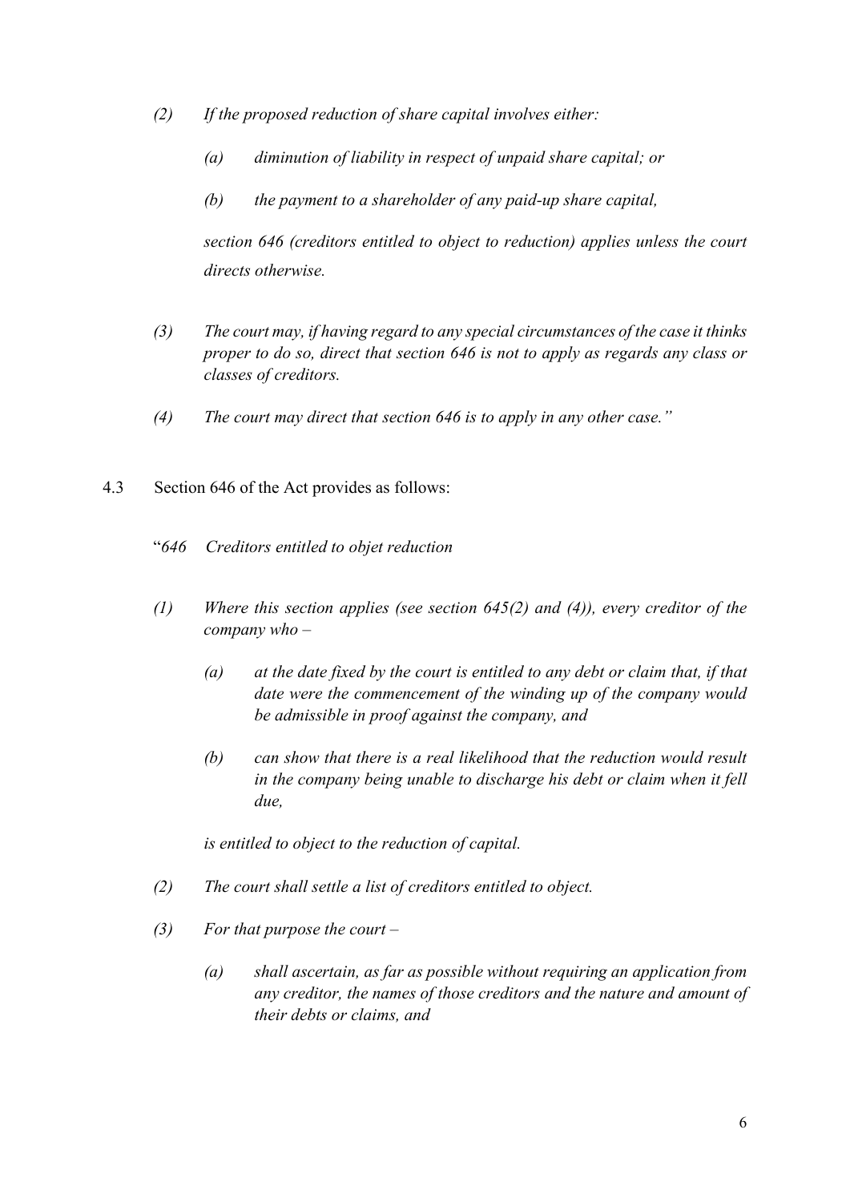*(2) If the proposed reduction of share capital involves either:*

*(a) diminution of liability in respect of unpaid share capital; or*

*(b) the payment to a shareholder of any paid-up share capital,*

*section 646 (creditors entitled to object to reduction) applies unless the court directs otherwise.*

*(3) The court may, if having regard to any special circumstances of the case it thinks proper to do so, direct that section 646 is not to apply as regards any class or classes of creditors.*

*(4) The court may direct that section 646 is to apply in any other case."*

4.3 Section 646 of the Act provides as follows:

"*646 Creditors entitled to objet reduction*

*(1) Where this section applies (see section 645(2) and (4)), every creditor of the company who –*

*(a) at the date fixed by the court is entitled to any debt or claim that, if that date were the commencement of the winding up of the company would be admissible in proof against the company, and*

*(b) can show that there is a real likelihood that the reduction would result in the company being unable to discharge his debt or claim when it fell due,*

*is entitled to object to the reduction of capital.*

*(2) The court shall settle a list of creditors entitled to object.*

*(3) For that purpose the court –*

*(a) shall ascertain, as far as possible without requiring an application from any creditor, the names of those creditors and the nature and amount of their debts or claims, and*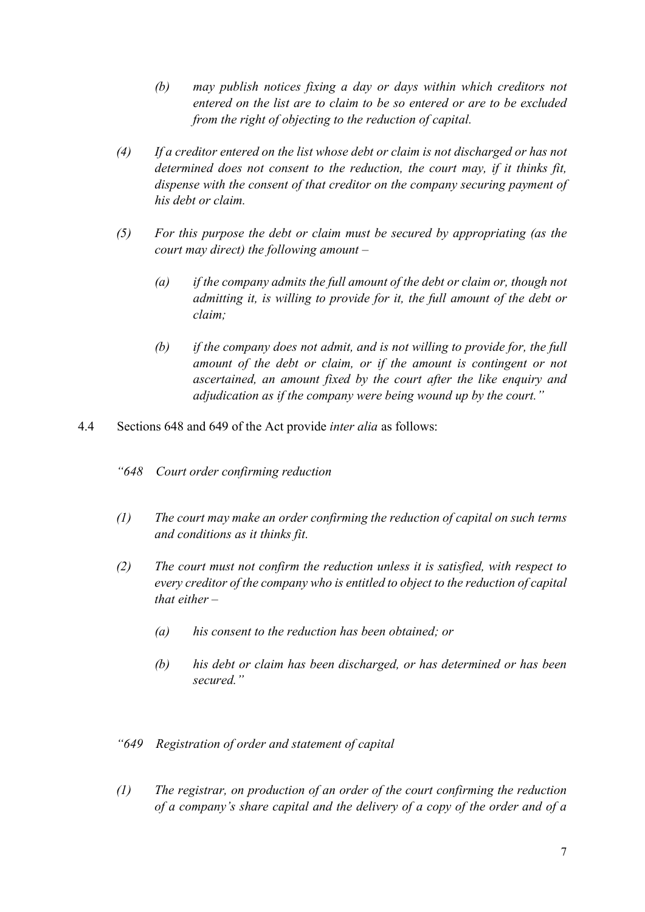> *(b) may publish notices fixing a day or days within which creditors not entered on the list are to claim to be so entered or are to be excluded from the right of objecting to the reduction of capital.*
>
> *(4) If a creditor entered on the list whose debt or claim is not discharged or has not determined does not consent to the reduction, the court may, if it thinks fit, dispense with the consent of that creditor on the company securing payment of his debt or claim.*
>
> *(5) For this purpose the debt or claim must be secured by appropriating (as the court may direct) the following amount –*
>
> > *(a) if the company admits the full amount of the debt or claim or, though not admitting it, is willing to provide for it, the full amount of the debt or claim;*
> >
> > *(b) if the company does not admit, and is not willing to provide for, the full amount of the debt or claim, or if the amount is contingent or not ascertained, an amount fixed by the court after the like enquiry and adjudication as if the company were being wound up by the court."*

4.4 Sections 648 and 649 of the Act provide *inter alia* as follows:

> *"648 Court order confirming reduction*
>
> *(1) The court may make an order confirming the reduction of capital on such terms and conditions as it thinks fit.*
>
> *(2) The court must not confirm the reduction unless it is satisfied, with respect to every creditor of the company who is entitled to object to the reduction of capital that either –*
>
> > *(a) his consent to the reduction has been obtained; or*
> >
> > *(b) his debt or claim has been discharged, or has determined or has been secured."*
>
> *"649 Registration of order and statement of capital*
>
> *(1) The registrar, on production of an order of the court confirming the reduction of a company's share capital and the delivery of a copy of the order and of a*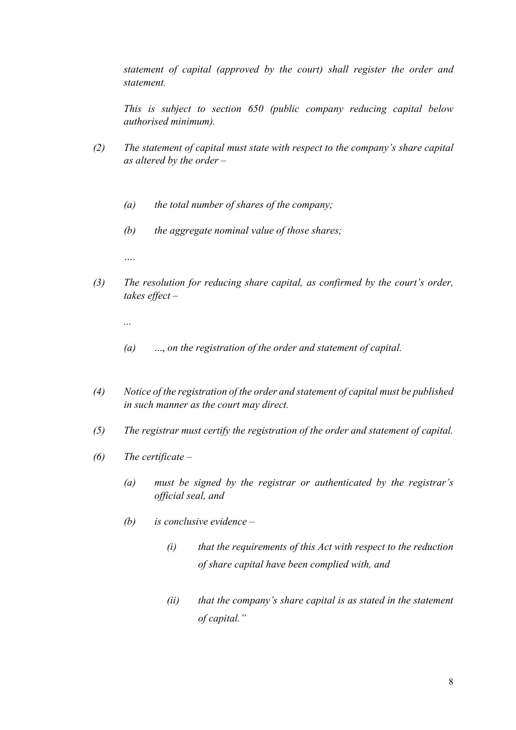*statement of capital (approved by the court) shall register the order and statement.*

*This is subject to section 650 (public company reducing capital below authorised minimum).*

*(2) The statement of capital must state with respect to the company's share capital as altered by the order –*

*(a) the total number of shares of the company;*

*(b) the aggregate nominal value of those shares;*

*….*

*(3) The resolution for reducing share capital, as confirmed by the court's order, takes effect –*

*...*

*(a) ..., on the registration of the order and statement of capital.*

*(4) Notice of the registration of the order and statement of capital must be published in such manner as the court may direct.*

*(5) The registrar must certify the registration of the order and statement of capital.*

*(6) The certificate –*

*(a) must be signed by the registrar or authenticated by the registrar's official seal, and*

*(b) is conclusive evidence –*

*(i) that the requirements of this Act with respect to the reduction of share capital have been complied with, and*

*(ii) that the company's share capital is as stated in the statement of capital."*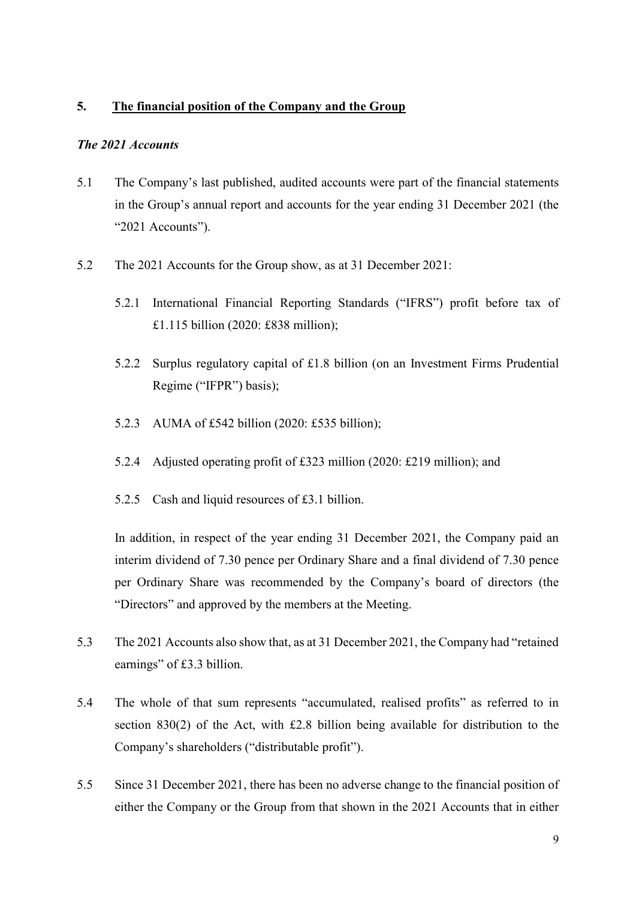## 5. <u>The financial position of the Company and the Group</u>

### *The 2021 Accounts*

5.1 The Company's last published, audited accounts were part of the financial statements in the Group's annual report and accounts for the year ending 31 December 2021 (the "2021 Accounts").

5.2 The 2021 Accounts for the Group show, as at 31 December 2021:

5.2.1 International Financial Reporting Standards ("IFRS") profit before tax of £1.115 billion (2020: £838 million);

5.2.2 Surplus regulatory capital of £1.8 billion (on an Investment Firms Prudential Regime ("IFPR") basis);

5.2.3 AUMA of £542 billion (2020: £535 billion);

5.2.4 Adjusted operating profit of £323 million (2020: £219 million); and

5.2.5 Cash and liquid resources of £3.1 billion.

In addition, in respect of the year ending 31 December 2021, the Company paid an interim dividend of 7.30 pence per Ordinary Share and a final dividend of 7.30 pence per Ordinary Share was recommended by the Company's board of directors (the "Directors" and approved by the members at the Meeting.

5.3 The 2021 Accounts also show that, as at 31 December 2021, the Company had "retained earnings" of £3.3 billion.

5.4 The whole of that sum represents "accumulated, realised profits" as referred to in section 830(2) of the Act, with £2.8 billion being available for distribution to the Company's shareholders ("distributable profit").

5.5 Since 31 December 2021, there has been no adverse change to the financial position of either the Company or the Group from that shown in the 2021 Accounts that in either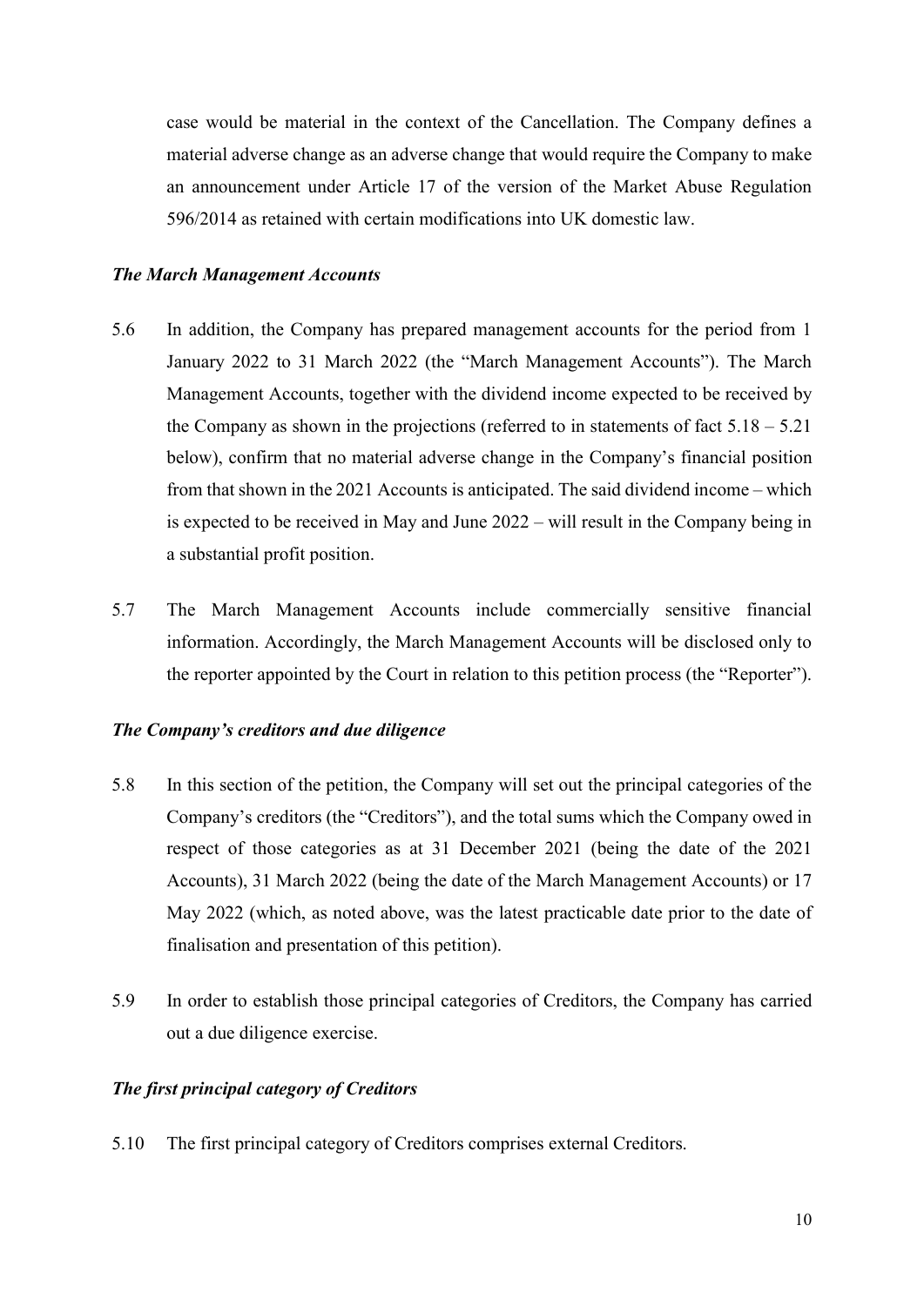case would be material in the context of the Cancellation. The Company defines a material adverse change as an adverse change that would require the Company to make an announcement under Article 17 of the version of the Market Abuse Regulation 596/2014 as retained with certain modifications into UK domestic law.

### *The March Management Accounts*

5.6 In addition, the Company has prepared management accounts for the period from 1 January 2022 to 31 March 2022 (the "March Management Accounts"). The March Management Accounts, together with the dividend income expected to be received by the Company as shown in the projections (referred to in statements of fact 5.18 – 5.21 below), confirm that no material adverse change in the Company's financial position from that shown in the 2021 Accounts is anticipated. The said dividend income – which is expected to be received in May and June 2022 – will result in the Company being in a substantial profit position.

5.7 The March Management Accounts include commercially sensitive financial information. Accordingly, the March Management Accounts will be disclosed only to the reporter appointed by the Court in relation to this petition process (the "Reporter").

### *The Company's creditors and due diligence*

5.8 In this section of the petition, the Company will set out the principal categories of the Company's creditors (the "Creditors"), and the total sums which the Company owed in respect of those categories as at 31 December 2021 (being the date of the 2021 Accounts), 31 March 2022 (being the date of the March Management Accounts) or 17 May 2022 (which, as noted above, was the latest practicable date prior to the date of finalisation and presentation of this petition).

5.9 In order to establish those principal categories of Creditors, the Company has carried out a due diligence exercise.

### *The first principal category of Creditors*

5.10 The first principal category of Creditors comprises external Creditors.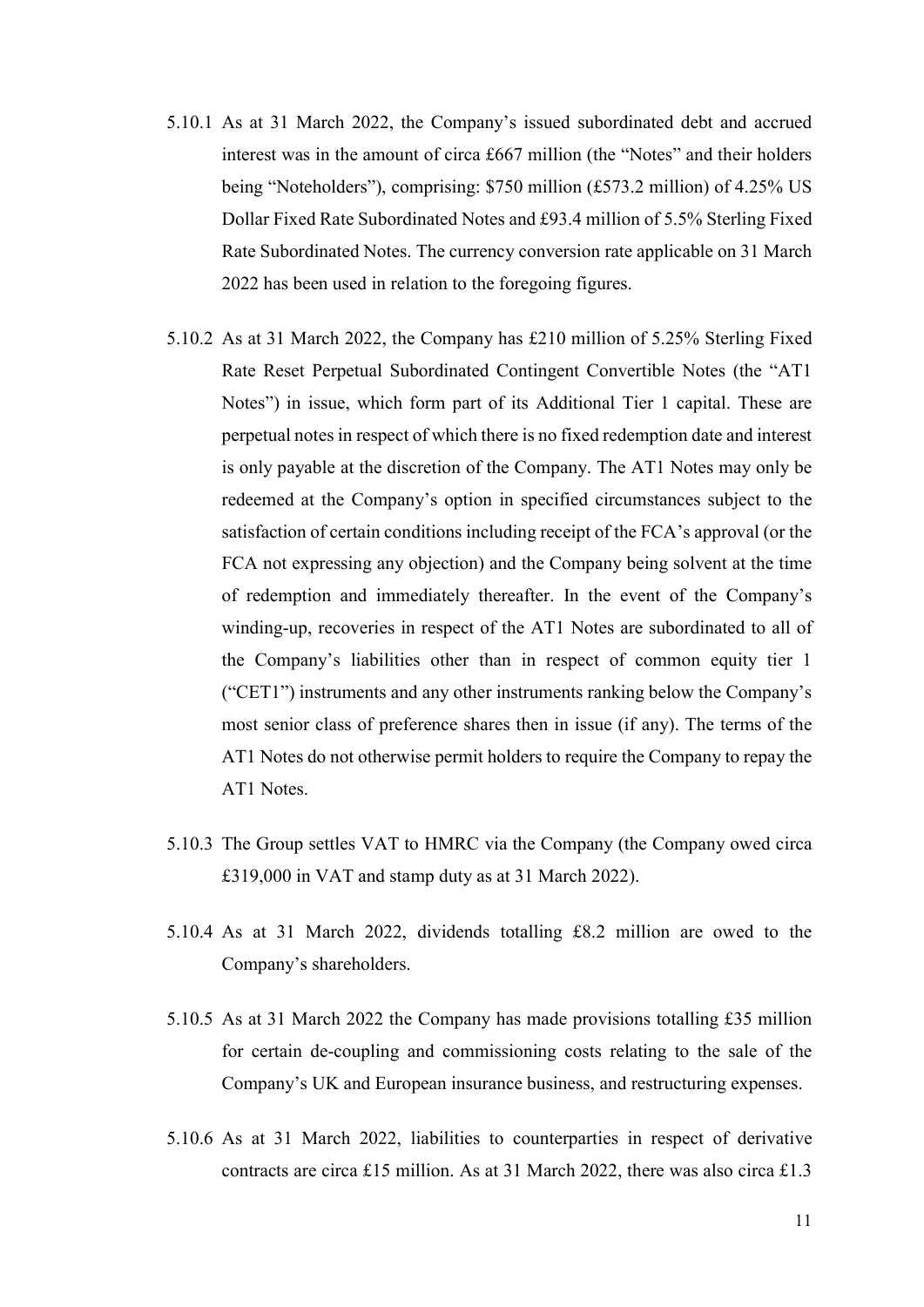5.10.1 As at 31 March 2022, the Company's issued subordinated debt and accrued interest was in the amount of circa £667 million (the "Notes" and their holders being "Noteholders"), comprising: $750 million (£573.2 million) of 4.25% US Dollar Fixed Rate Subordinated Notes and £93.4 million of 5.5% Sterling Fixed Rate Subordinated Notes. The currency conversion rate applicable on 31 March 2022 has been used in relation to the foregoing figures.

5.10.2 As at 31 March 2022, the Company has £210 million of 5.25% Sterling Fixed Rate Reset Perpetual Subordinated Contingent Convertible Notes (the "AT1 Notes") in issue, which form part of its Additional Tier 1 capital. These are perpetual notes in respect of which there is no fixed redemption date and interest is only payable at the discretion of the Company. The AT1 Notes may only be redeemed at the Company's option in specified circumstances subject to the satisfaction of certain conditions including receipt of the FCA's approval (or the FCA not expressing any objection) and the Company being solvent at the time of redemption and immediately thereafter. In the event of the Company's winding-up, recoveries in respect of the AT1 Notes are subordinated to all of the Company's liabilities other than in respect of common equity tier 1 ("CET1") instruments and any other instruments ranking below the Company's most senior class of preference shares then in issue (if any). The terms of the AT1 Notes do not otherwise permit holders to require the Company to repay the AT1 Notes.

5.10.3 The Group settles VAT to HMRC via the Company (the Company owed circa £319,000 in VAT and stamp duty as at 31 March 2022).

5.10.4 As at 31 March 2022, dividends totalling £8.2 million are owed to the Company's shareholders.

5.10.5 As at 31 March 2022 the Company has made provisions totalling £35 million for certain de-coupling and commissioning costs relating to the sale of the Company's UK and European insurance business, and restructuring expenses.

5.10.6 As at 31 March 2022, liabilities to counterparties in respect of derivative contracts are circa £15 million. As at 31 March 2022, there was also circa £1.3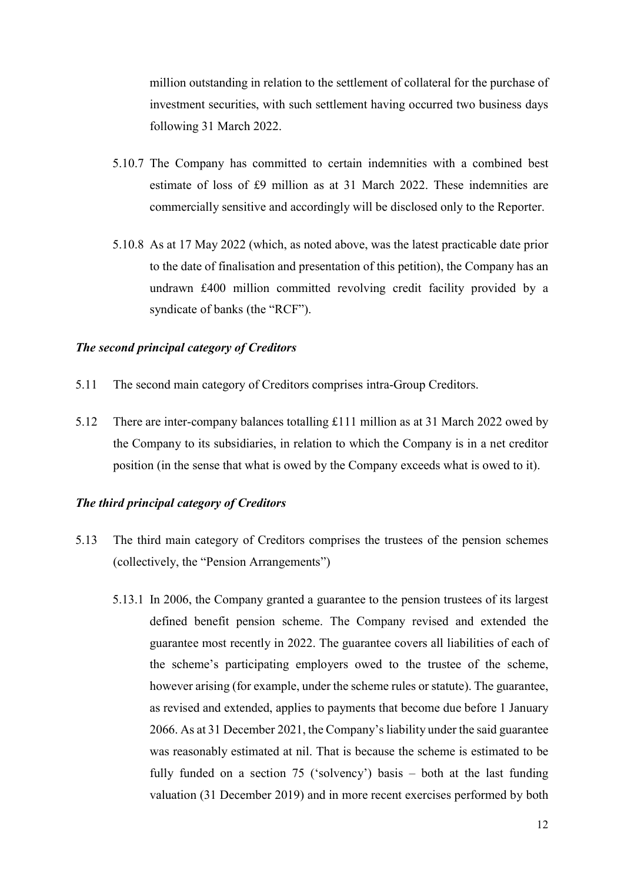million outstanding in relation to the settlement of collateral for the purchase of investment securities, with such settlement having occurred two business days following 31 March 2022.

5.10.7 The Company has committed to certain indemnities with a combined best estimate of loss of £9 million as at 31 March 2022. These indemnities are commercially sensitive and accordingly will be disclosed only to the Reporter.

5.10.8 As at 17 May 2022 (which, as noted above, was the latest practicable date prior to the date of finalisation and presentation of this petition), the Company has an undrawn £400 million committed revolving credit facility provided by a syndicate of banks (the "RCF").

***The second principal category of Creditors***

5.11 The second main category of Creditors comprises intra-Group Creditors.

5.12 There are inter-company balances totalling £111 million as at 31 March 2022 owed by the Company to its subsidiaries, in relation to which the Company is in a net creditor position (in the sense that what is owed by the Company exceeds what is owed to it).

***The third principal category of Creditors***

5.13 The third main category of Creditors comprises the trustees of the pension schemes (collectively, the "Pension Arrangements")

5.13.1 In 2006, the Company granted a guarantee to the pension trustees of its largest defined benefit pension scheme. The Company revised and extended the guarantee most recently in 2022. The guarantee covers all liabilities of each of the scheme's participating employers owed to the trustee of the scheme, however arising (for example, under the scheme rules or statute). The guarantee, as revised and extended, applies to payments that become due before 1 January 2066. As at 31 December 2021, the Company's liability under the said guarantee was reasonably estimated at nil. That is because the scheme is estimated to be fully funded on a section 75 ('solvency') basis – both at the last funding valuation (31 December 2019) and in more recent exercises performed by both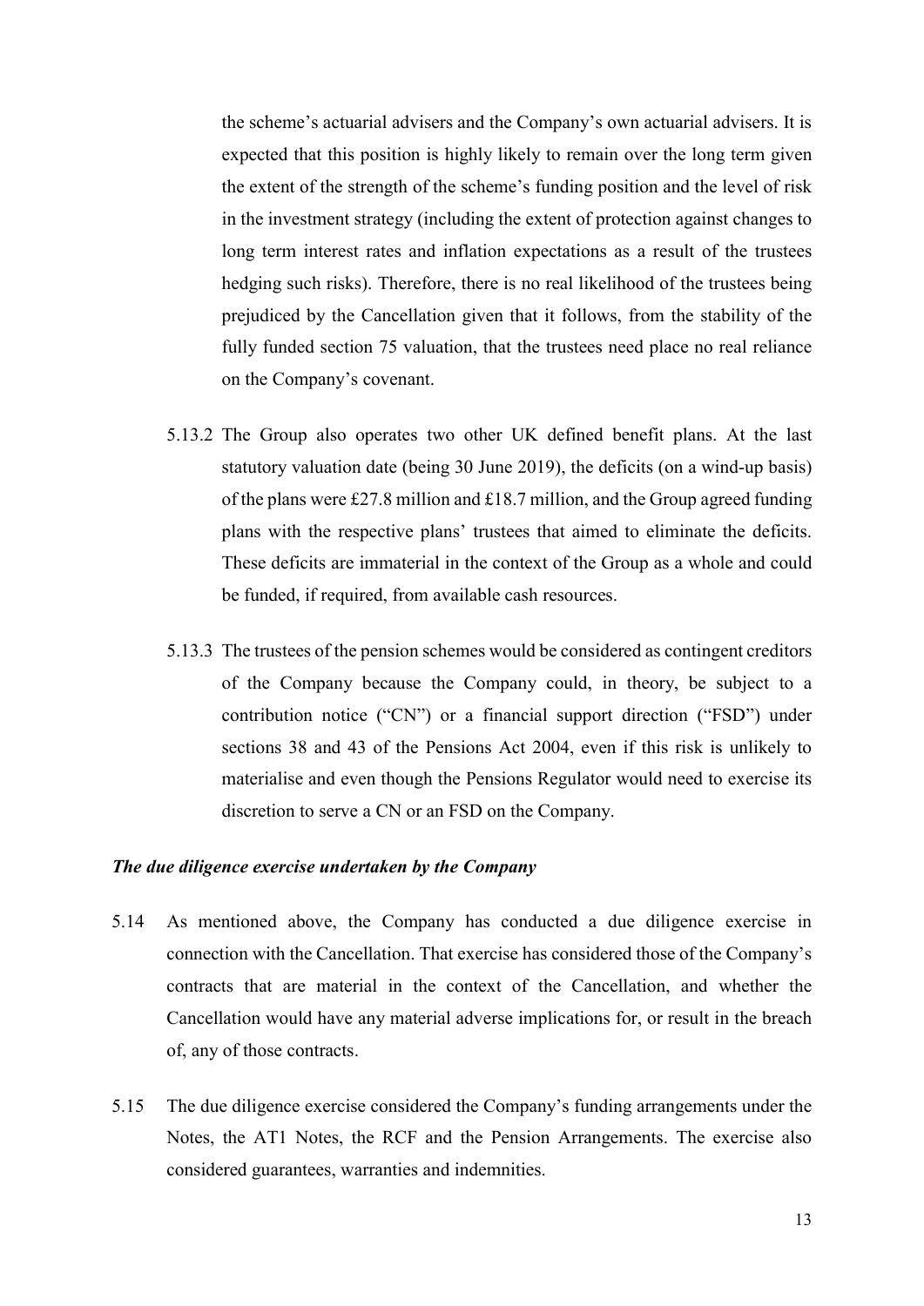the scheme's actuarial advisers and the Company's own actuarial advisers. It is expected that this position is highly likely to remain over the long term given the extent of the strength of the scheme's funding position and the level of risk in the investment strategy (including the extent of protection against changes to long term interest rates and inflation expectations as a result of the trustees hedging such risks). Therefore, there is no real likelihood of the trustees being prejudiced by the Cancellation given that it follows, from the stability of the fully funded section 75 valuation, that the trustees need place no real reliance on the Company's covenant.

5.13.2 The Group also operates two other UK defined benefit plans. At the last statutory valuation date (being 30 June 2019), the deficits (on a wind-up basis) of the plans were £27.8 million and £18.7 million, and the Group agreed funding plans with the respective plans' trustees that aimed to eliminate the deficits. These deficits are immaterial in the context of the Group as a whole and could be funded, if required, from available cash resources.

5.13.3 The trustees of the pension schemes would be considered as contingent creditors of the Company because the Company could, in theory, be subject to a contribution notice ("CN") or a financial support direction ("FSD") under sections 38 and 43 of the Pensions Act 2004, even if this risk is unlikely to materialise and even though the Pensions Regulator would need to exercise its discretion to serve a CN or an FSD on the Company.

***The due diligence exercise undertaken by the Company***

5.14 As mentioned above, the Company has conducted a due diligence exercise in connection with the Cancellation. That exercise has considered those of the Company's contracts that are material in the context of the Cancellation, and whether the Cancellation would have any material adverse implications for, or result in the breach of, any of those contracts.

5.15 The due diligence exercise considered the Company's funding arrangements under the Notes, the AT1 Notes, the RCF and the Pension Arrangements. The exercise also considered guarantees, warranties and indemnities.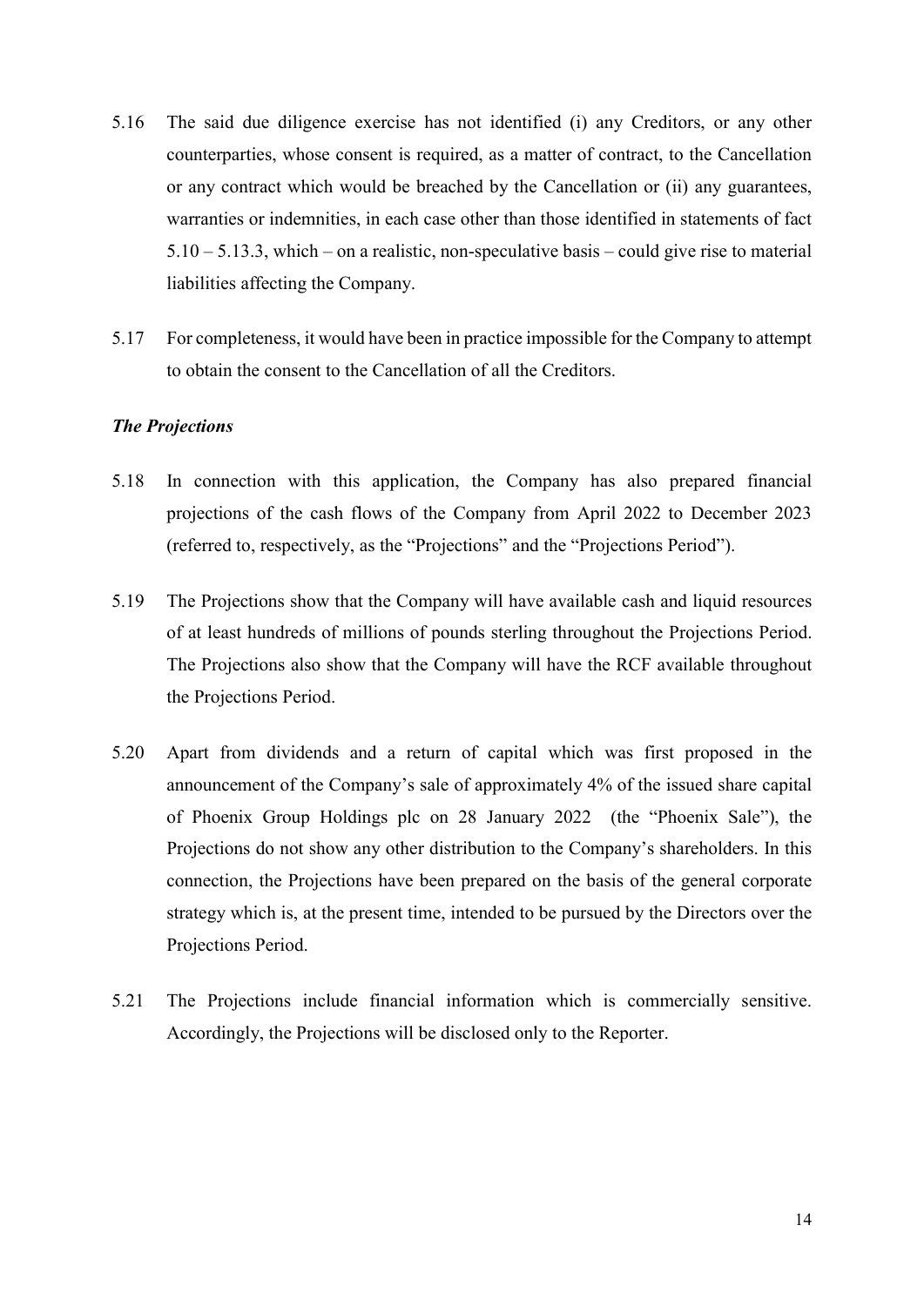5.16 The said due diligence exercise has not identified (i) any Creditors, or any other counterparties, whose consent is required, as a matter of contract, to the Cancellation or any contract which would be breached by the Cancellation or (ii) any guarantees, warranties or indemnities, in each case other than those identified in statements of fact 5.10 – 5.13.3, which – on a realistic, non-speculative basis – could give rise to material liabilities affecting the Company.

5.17 For completeness, it would have been in practice impossible for the Company to attempt to obtain the consent to the Cancellation of all the Creditors.

***The Projections***

5.18 In connection with this application, the Company has also prepared financial projections of the cash flows of the Company from April 2022 to December 2023 (referred to, respectively, as the "Projections" and the "Projections Period").

5.19 The Projections show that the Company will have available cash and liquid resources of at least hundreds of millions of pounds sterling throughout the Projections Period. The Projections also show that the Company will have the RCF available throughout the Projections Period.

5.20 Apart from dividends and a return of capital which was first proposed in the announcement of the Company's sale of approximately 4% of the issued share capital of Phoenix Group Holdings plc on 28 January 2022 (the "Phoenix Sale"), the Projections do not show any other distribution to the Company's shareholders. In this connection, the Projections have been prepared on the basis of the general corporate strategy which is, at the present time, intended to be pursued by the Directors over the Projections Period.

5.21 The Projections include financial information which is commercially sensitive. Accordingly, the Projections will be disclosed only to the Reporter.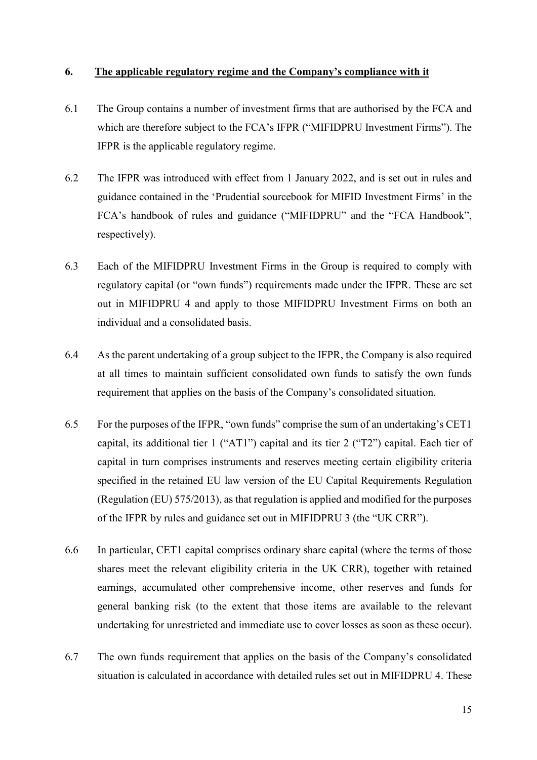## 6. The applicable regulatory regime and the Company's compliance with it

6.1 The Group contains a number of investment firms that are authorised by the FCA and which are therefore subject to the FCA's IFPR ("MIFIDPRU Investment Firms"). The IFPR is the applicable regulatory regime.

6.2 The IFPR was introduced with effect from 1 January 2022, and is set out in rules and guidance contained in the 'Prudential sourcebook for MIFID Investment Firms' in the FCA's handbook of rules and guidance ("MIFIDPRU" and the "FCA Handbook", respectively).

6.3 Each of the MIFIDPRU Investment Firms in the Group is required to comply with regulatory capital (or "own funds") requirements made under the IFPR. These are set out in MIFIDPRU 4 and apply to those MIFIDPRU Investment Firms on both an individual and a consolidated basis.

6.4 As the parent undertaking of a group subject to the IFPR, the Company is also required at all times to maintain sufficient consolidated own funds to satisfy the own funds requirement that applies on the basis of the Company's consolidated situation.

6.5 For the purposes of the IFPR, "own funds" comprise the sum of an undertaking's CET1 capital, its additional tier 1 ("AT1") capital and its tier 2 ("T2") capital. Each tier of capital in turn comprises instruments and reserves meeting certain eligibility criteria specified in the retained EU law version of the EU Capital Requirements Regulation (Regulation (EU) 575/2013), as that regulation is applied and modified for the purposes of the IFPR by rules and guidance set out in MIFIDPRU 3 (the "UK CRR").

6.6 In particular, CET1 capital comprises ordinary share capital (where the terms of those shares meet the relevant eligibility criteria in the UK CRR), together with retained earnings, accumulated other comprehensive income, other reserves and funds for general banking risk (to the extent that those items are available to the relevant undertaking for unrestricted and immediate use to cover losses as soon as these occur).

6.7 The own funds requirement that applies on the basis of the Company's consolidated situation is calculated in accordance with detailed rules set out in MIFIDPRU 4. These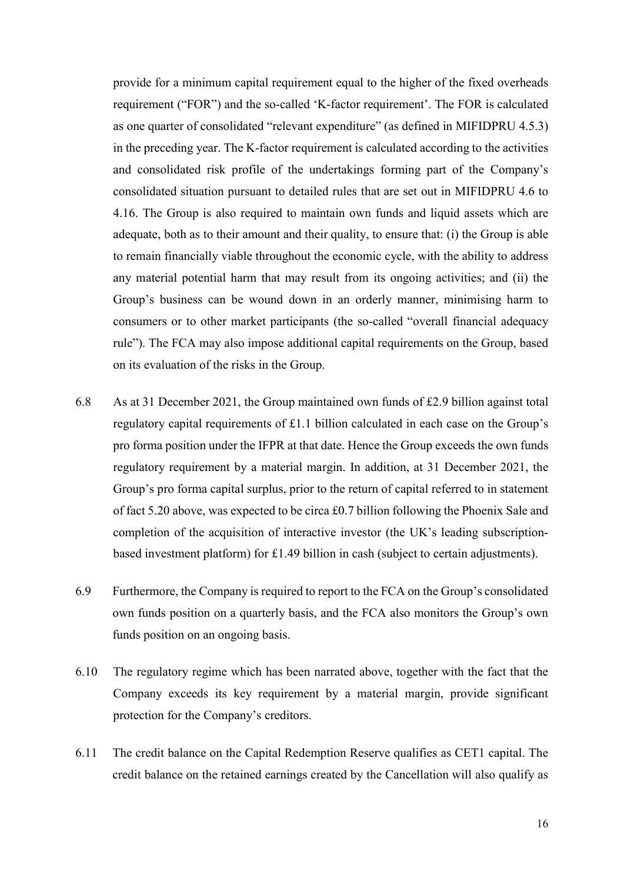provide for a minimum capital requirement equal to the higher of the fixed overheads requirement ("FOR") and the so-called 'K-factor requirement'. The FOR is calculated as one quarter of consolidated "relevant expenditure" (as defined in MIFIDPRU 4.5.3) in the preceding year. The K-factor requirement is calculated according to the activities and consolidated risk profile of the undertakings forming part of the Company's consolidated situation pursuant to detailed rules that are set out in MIFIDPRU 4.6 to 4.16. The Group is also required to maintain own funds and liquid assets which are adequate, both as to their amount and their quality, to ensure that: (i) the Group is able to remain financially viable throughout the economic cycle, with the ability to address any material potential harm that may result from its ongoing activities; and (ii) the Group's business can be wound down in an orderly manner, minimising harm to consumers or to other market participants (the so-called "overall financial adequacy rule"). The FCA may also impose additional capital requirements on the Group, based on its evaluation of the risks in the Group.

6.8 As at 31 December 2021, the Group maintained own funds of £2.9 billion against total regulatory capital requirements of £1.1 billion calculated in each case on the Group's pro forma position under the IFPR at that date. Hence the Group exceeds the own funds regulatory requirement by a material margin. In addition, at 31 December 2021, the Group's pro forma capital surplus, prior to the return of capital referred to in statement of fact 5.20 above, was expected to be circa £0.7 billion following the Phoenix Sale and completion of the acquisition of interactive investor (the UK's leading subscription-based investment platform) for £1.49 billion in cash (subject to certain adjustments).

6.9 Furthermore, the Company is required to report to the FCA on the Group's consolidated own funds position on a quarterly basis, and the FCA also monitors the Group's own funds position on an ongoing basis.

6.10 The regulatory regime which has been narrated above, together with the fact that the Company exceeds its key requirement by a material margin, provide significant protection for the Company's creditors.

6.11 The credit balance on the Capital Redemption Reserve qualifies as CET1 capital. The credit balance on the retained earnings created by the Cancellation will also qualify as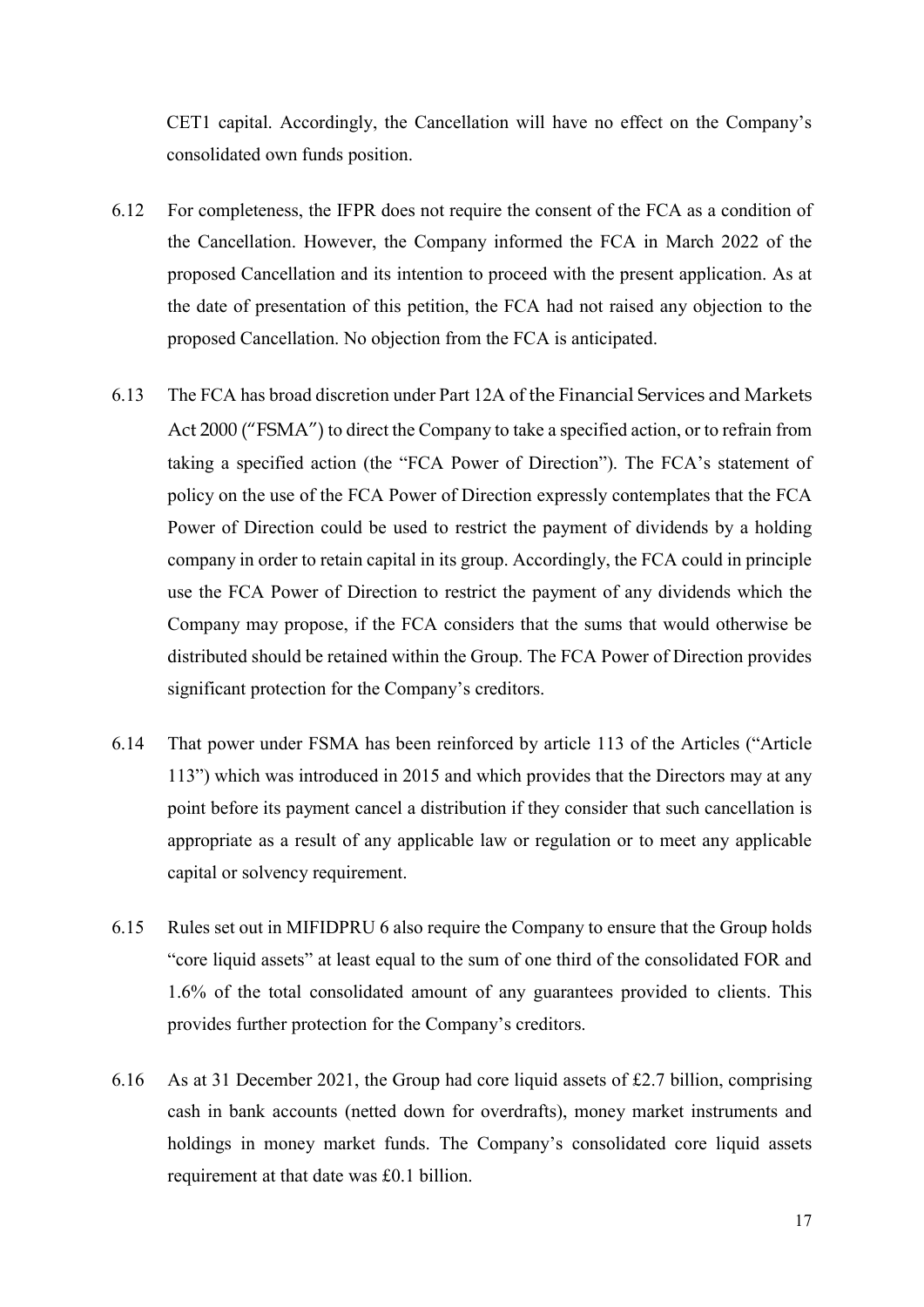CET1 capital. Accordingly, the Cancellation will have no effect on the Company's consolidated own funds position.

6.12 For completeness, the IFPR does not require the consent of the FCA as a condition of the Cancellation. However, the Company informed the FCA in March 2022 of the proposed Cancellation and its intention to proceed with the present application. As at the date of presentation of this petition, the FCA had not raised any objection to the proposed Cancellation. No objection from the FCA is anticipated.

6.13 The FCA has broad discretion under Part 12A of the Financial Services and Markets Act 2000 ("FSMA") to direct the Company to take a specified action, or to refrain from taking a specified action (the "FCA Power of Direction"). The FCA's statement of policy on the use of the FCA Power of Direction expressly contemplates that the FCA Power of Direction could be used to restrict the payment of dividends by a holding company in order to retain capital in its group. Accordingly, the FCA could in principle use the FCA Power of Direction to restrict the payment of any dividends which the Company may propose, if the FCA considers that the sums that would otherwise be distributed should be retained within the Group. The FCA Power of Direction provides significant protection for the Company's creditors.

6.14 That power under FSMA has been reinforced by article 113 of the Articles ("Article 113") which was introduced in 2015 and which provides that the Directors may at any point before its payment cancel a distribution if they consider that such cancellation is appropriate as a result of any applicable law or regulation or to meet any applicable capital or solvency requirement.

6.15 Rules set out in MIFIDPRU 6 also require the Company to ensure that the Group holds "core liquid assets" at least equal to the sum of one third of the consolidated FOR and 1.6% of the total consolidated amount of any guarantees provided to clients. This provides further protection for the Company's creditors.

6.16 As at 31 December 2021, the Group had core liquid assets of £2.7 billion, comprising cash in bank accounts (netted down for overdrafts), money market instruments and holdings in money market funds. The Company's consolidated core liquid assets requirement at that date was £0.1 billion.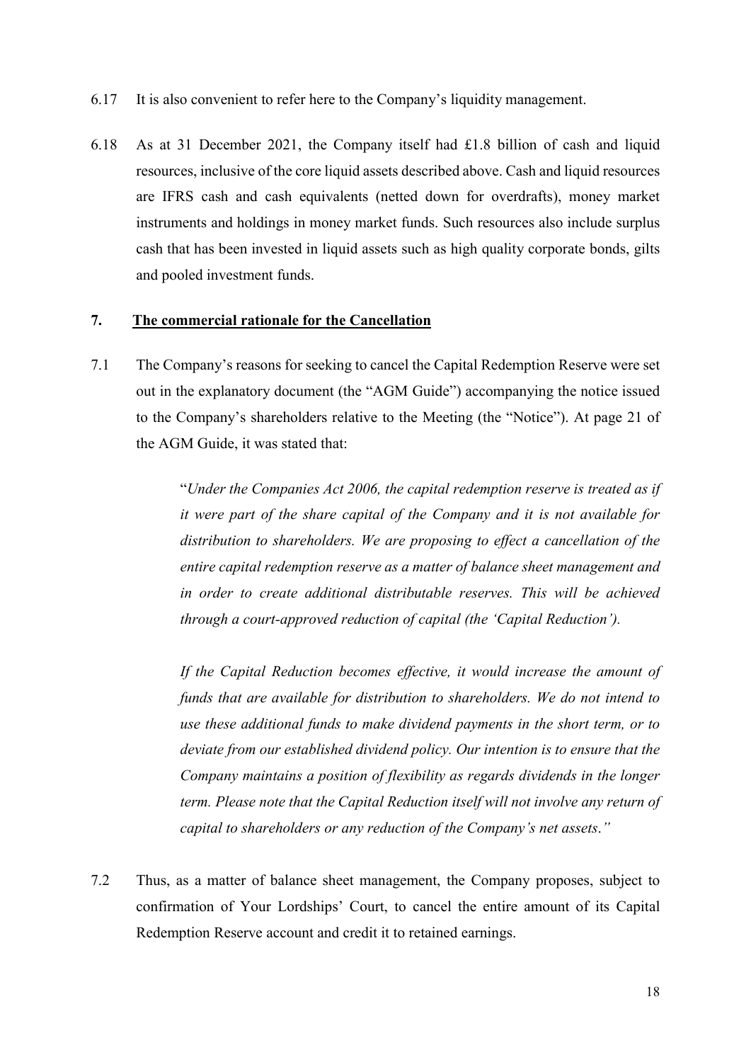6.17 It is also convenient to refer here to the Company's liquidity management.

6.18 As at 31 December 2021, the Company itself had £1.8 billion of cash and liquid resources, inclusive of the core liquid assets described above. Cash and liquid resources are IFRS cash and cash equivalents (netted down for overdrafts), money market instruments and holdings in money market funds. Such resources also include surplus cash that has been invested in liquid assets such as high quality corporate bonds, gilts and pooled investment funds.

## 7. <u>The commercial rationale for the Cancellation</u>

7.1 The Company's reasons for seeking to cancel the Capital Redemption Reserve were set out in the explanatory document (the "AGM Guide") accompanying the notice issued to the Company's shareholders relative to the Meeting (the "Notice"). At page 21 of the AGM Guide, it was stated that:

> "*Under the Companies Act 2006, the capital redemption reserve is treated as if it were part of the share capital of the Company and it is not available for distribution to shareholders. We are proposing to effect a cancellation of the entire capital redemption reserve as a matter of balance sheet management and in order to create additional distributable reserves. This will be achieved through a court-approved reduction of capital (the 'Capital Reduction').*
>
> *If the Capital Reduction becomes effective, it would increase the amount of funds that are available for distribution to shareholders. We do not intend to use these additional funds to make dividend payments in the short term, or to deviate from our established dividend policy. Our intention is to ensure that the Company maintains a position of flexibility as regards dividends in the longer term. Please note that the Capital Reduction itself will not involve any return of capital to shareholders or any reduction of the Company's net assets.*"

7.2 Thus, as a matter of balance sheet management, the Company proposes, subject to confirmation of Your Lordships' Court, to cancel the entire amount of its Capital Redemption Reserve account and credit it to retained earnings.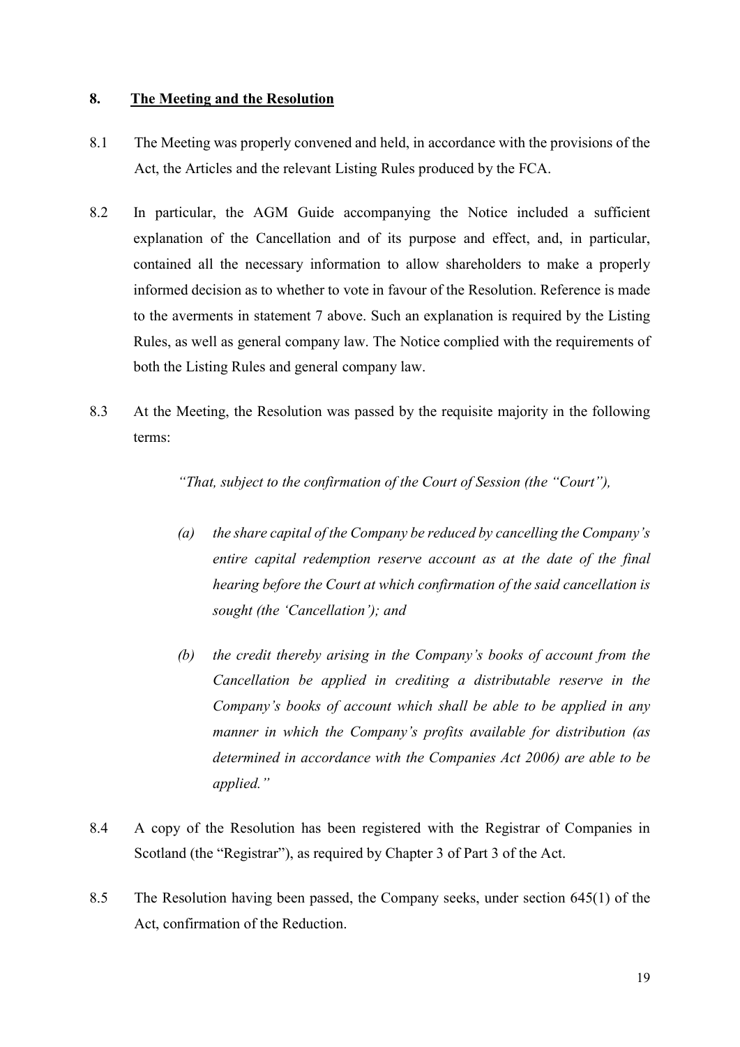## 8. <u>The Meeting and the Resolution</u>

8.1 The Meeting was properly convened and held, in accordance with the provisions of the Act, the Articles and the relevant Listing Rules produced by the FCA.

8.2 In particular, the AGM Guide accompanying the Notice included a sufficient explanation of the Cancellation and of its purpose and effect, and, in particular, contained all the necessary information to allow shareholders to make a properly informed decision as to whether to vote in favour of the Resolution. Reference is made to the averments in statement 7 above. Such an explanation is required by the Listing Rules, as well as general company law. The Notice complied with the requirements of both the Listing Rules and general company law.

8.3 At the Meeting, the Resolution was passed by the requisite majority in the following terms:

> *"That, subject to the confirmation of the Court of Session (the "Court"),*
>
> *(a) the share capital of the Company be reduced by cancelling the Company's entire capital redemption reserve account as at the date of the final hearing before the Court at which confirmation of the said cancellation is sought (the 'Cancellation'); and*
>
> *(b) the credit thereby arising in the Company's books of account from the Cancellation be applied in crediting a distributable reserve in the Company's books of account which shall be able to be applied in any manner in which the Company's profits available for distribution (as determined in accordance with the Companies Act 2006) are able to be applied."*

8.4 A copy of the Resolution has been registered with the Registrar of Companies in Scotland (the "Registrar"), as required by Chapter 3 of Part 3 of the Act.

8.5 The Resolution having been passed, the Company seeks, under section 645(1) of the Act, confirmation of the Reduction.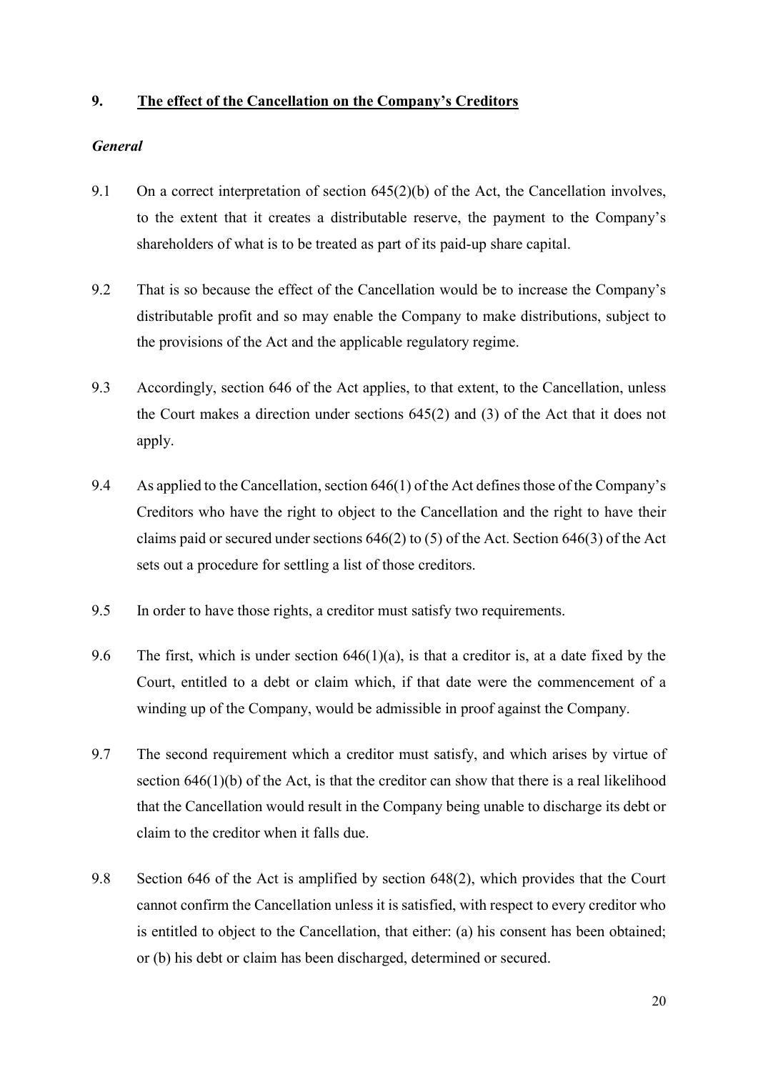## 9. The effect of the Cancellation on the Company's Creditors

### *General*

9.1 On a correct interpretation of section 645(2)(b) of the Act, the Cancellation involves, to the extent that it creates a distributable reserve, the payment to the Company's shareholders of what is to be treated as part of its paid-up share capital.

9.2 That is so because the effect of the Cancellation would be to increase the Company's distributable profit and so may enable the Company to make distributions, subject to the provisions of the Act and the applicable regulatory regime.

9.3 Accordingly, section 646 of the Act applies, to that extent, to the Cancellation, unless the Court makes a direction under sections 645(2) and (3) of the Act that it does not apply.

9.4 As applied to the Cancellation, section 646(1) of the Act defines those of the Company's Creditors who have the right to object to the Cancellation and the right to have their claims paid or secured under sections 646(2) to (5) of the Act. Section 646(3) of the Act sets out a procedure for settling a list of those creditors.

9.5 In order to have those rights, a creditor must satisfy two requirements.

9.6 The first, which is under section 646(1)(a), is that a creditor is, at a date fixed by the Court, entitled to a debt or claim which, if that date were the commencement of a winding up of the Company, would be admissible in proof against the Company.

9.7 The second requirement which a creditor must satisfy, and which arises by virtue of section 646(1)(b) of the Act, is that the creditor can show that there is a real likelihood that the Cancellation would result in the Company being unable to discharge its debt or claim to the creditor when it falls due.

9.8 Section 646 of the Act is amplified by section 648(2), which provides that the Court cannot confirm the Cancellation unless it is satisfied, with respect to every creditor who is entitled to object to the Cancellation, that either: (a) his consent has been obtained; or (b) his debt or claim has been discharged, determined or secured.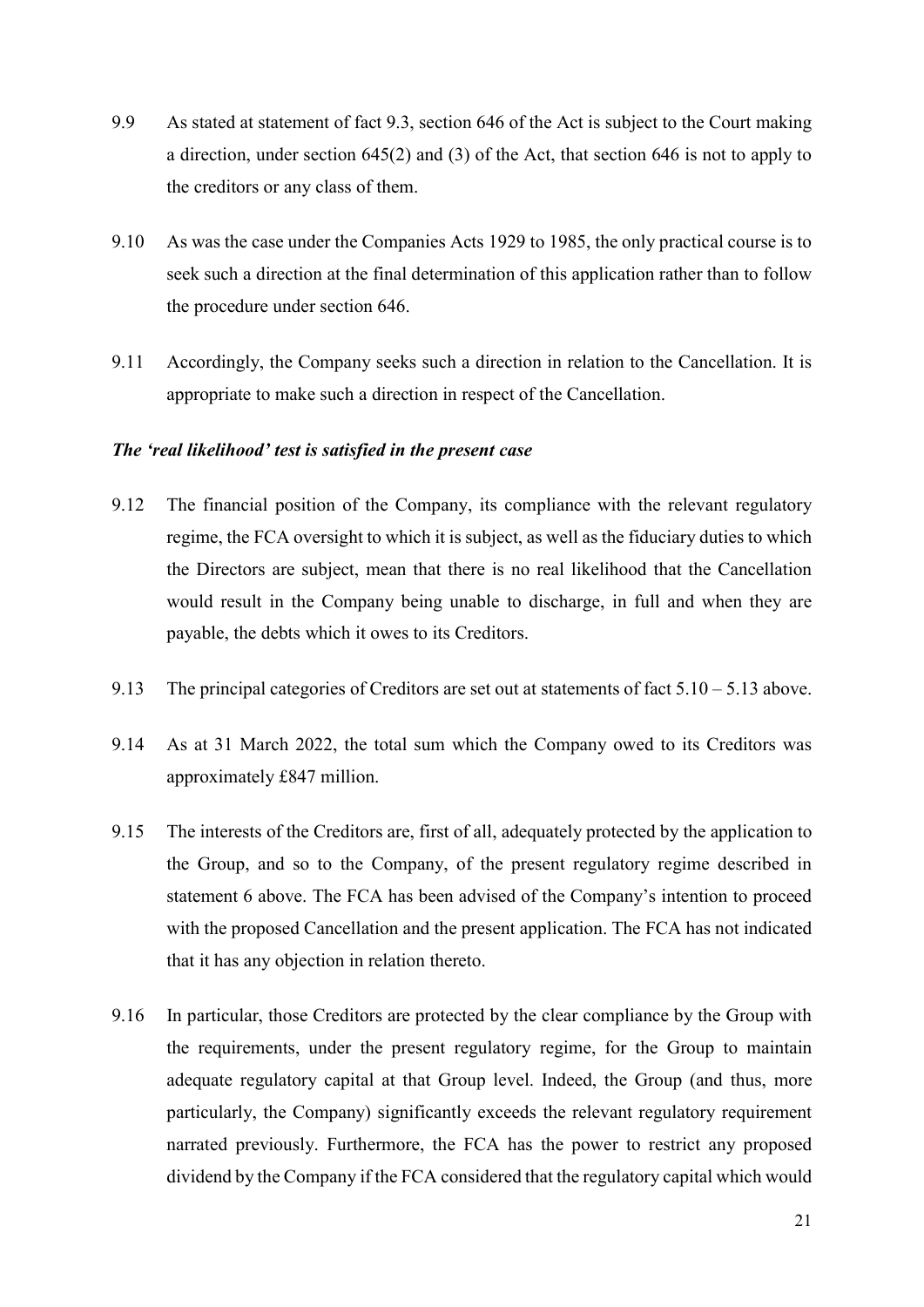9.9 As stated at statement of fact 9.3, section 646 of the Act is subject to the Court making a direction, under section 645(2) and (3) of the Act, that section 646 is not to apply to the creditors or any class of them.

9.10 As was the case under the Companies Acts 1929 to 1985, the only practical course is to seek such a direction at the final determination of this application rather than to follow the procedure under section 646.

9.11 Accordingly, the Company seeks such a direction in relation to the Cancellation. It is appropriate to make such a direction in respect of the Cancellation.

***The 'real likelihood' test is satisfied in the present case***

9.12 The financial position of the Company, its compliance with the relevant regulatory regime, the FCA oversight to which it is subject, as well as the fiduciary duties to which the Directors are subject, mean that there is no real likelihood that the Cancellation would result in the Company being unable to discharge, in full and when they are payable, the debts which it owes to its Creditors.

9.13 The principal categories of Creditors are set out at statements of fact 5.10 – 5.13 above.

9.14 As at 31 March 2022, the total sum which the Company owed to its Creditors was approximately £847 million.

9.15 The interests of the Creditors are, first of all, adequately protected by the application to the Group, and so to the Company, of the present regulatory regime described in statement 6 above. The FCA has been advised of the Company's intention to proceed with the proposed Cancellation and the present application. The FCA has not indicated that it has any objection in relation thereto.

9.16 In particular, those Creditors are protected by the clear compliance by the Group with the requirements, under the present regulatory regime, for the Group to maintain adequate regulatory capital at that Group level. Indeed, the Group (and thus, more particularly, the Company) significantly exceeds the relevant regulatory requirement narrated previously. Furthermore, the FCA has the power to restrict any proposed dividend by the Company if the FCA considered that the regulatory capital which would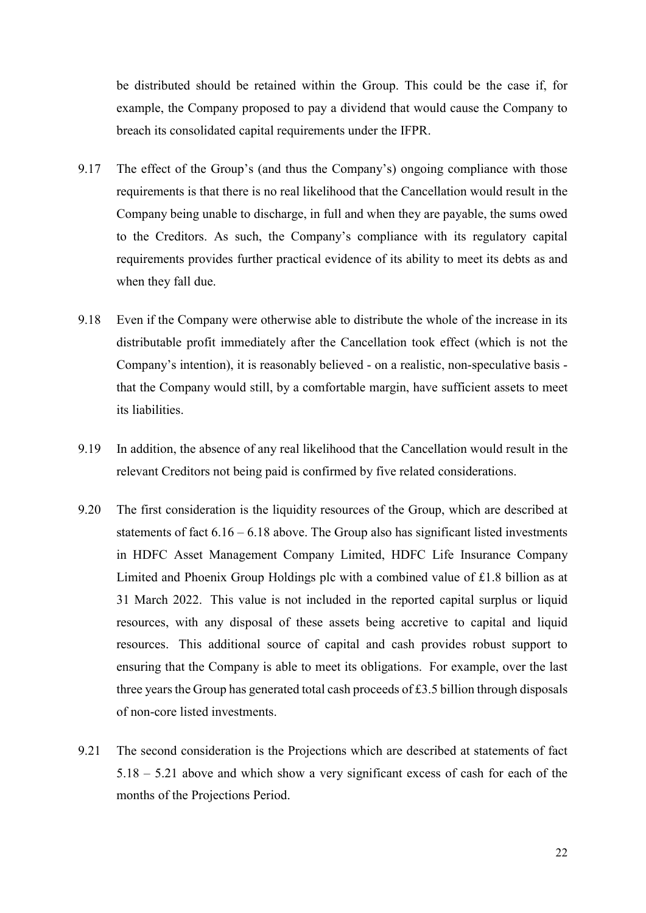be distributed should be retained within the Group. This could be the case if, for example, the Company proposed to pay a dividend that would cause the Company to breach its consolidated capital requirements under the IFPR.

9.17 The effect of the Group's (and thus the Company's) ongoing compliance with those requirements is that there is no real likelihood that the Cancellation would result in the Company being unable to discharge, in full and when they are payable, the sums owed to the Creditors. As such, the Company's compliance with its regulatory capital requirements provides further practical evidence of its ability to meet its debts as and when they fall due.

9.18 Even if the Company were otherwise able to distribute the whole of the increase in its distributable profit immediately after the Cancellation took effect (which is not the Company's intention), it is reasonably believed - on a realistic, non-speculative basis - that the Company would still, by a comfortable margin, have sufficient assets to meet its liabilities.

9.19 In addition, the absence of any real likelihood that the Cancellation would result in the relevant Creditors not being paid is confirmed by five related considerations.

9.20 The first consideration is the liquidity resources of the Group, which are described at statements of fact 6.16 – 6.18 above. The Group also has significant listed investments in HDFC Asset Management Company Limited, HDFC Life Insurance Company Limited and Phoenix Group Holdings plc with a combined value of £1.8 billion as at 31 March 2022. This value is not included in the reported capital surplus or liquid resources, with any disposal of these assets being accretive to capital and liquid resources. This additional source of capital and cash provides robust support to ensuring that the Company is able to meet its obligations. For example, over the last three years the Group has generated total cash proceeds of £3.5 billion through disposals of non-core listed investments.

9.21 The second consideration is the Projections which are described at statements of fact 5.18 – 5.21 above and which show a very significant excess of cash for each of the months of the Projections Period.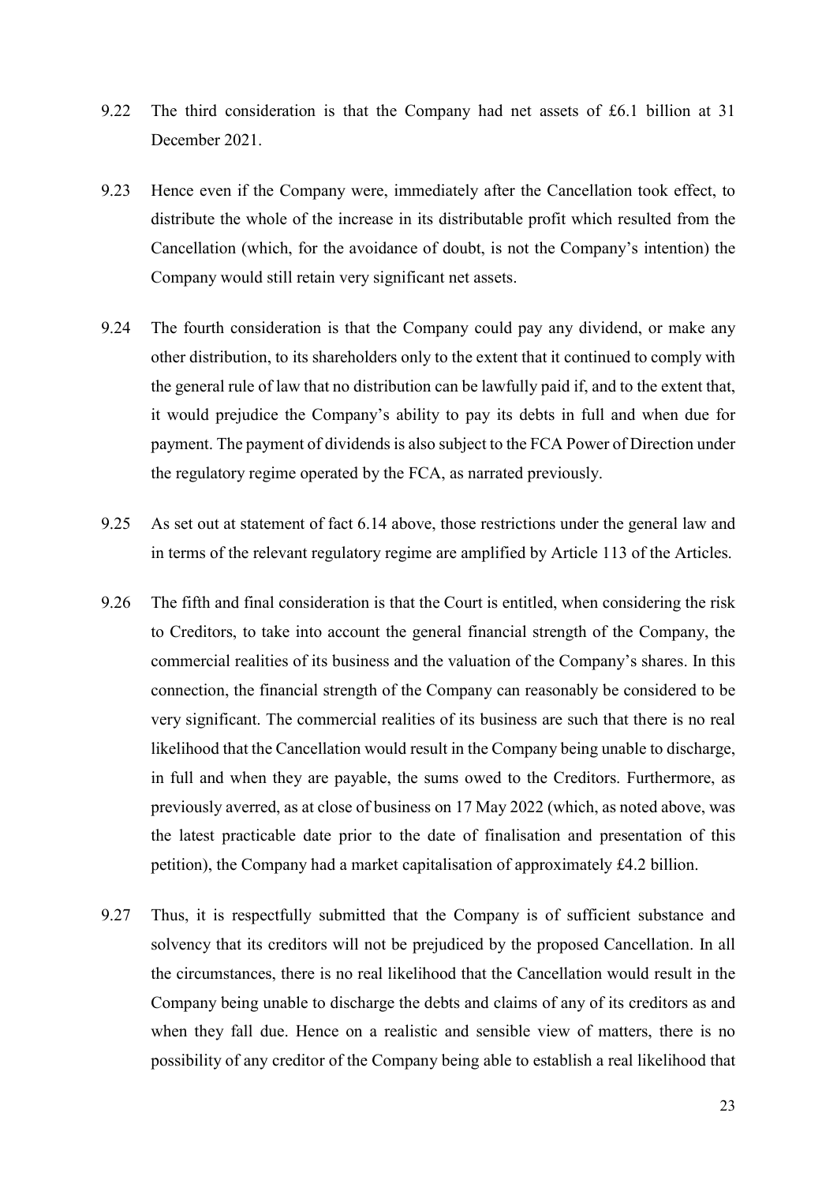9.22 The third consideration is that the Company had net assets of £6.1 billion at 31 December 2021.

9.23 Hence even if the Company were, immediately after the Cancellation took effect, to distribute the whole of the increase in its distributable profit which resulted from the Cancellation (which, for the avoidance of doubt, is not the Company's intention) the Company would still retain very significant net assets.

9.24 The fourth consideration is that the Company could pay any dividend, or make any other distribution, to its shareholders only to the extent that it continued to comply with the general rule of law that no distribution can be lawfully paid if, and to the extent that, it would prejudice the Company's ability to pay its debts in full and when due for payment. The payment of dividends is also subject to the FCA Power of Direction under the regulatory regime operated by the FCA, as narrated previously.

9.25 As set out at statement of fact 6.14 above, those restrictions under the general law and in terms of the relevant regulatory regime are amplified by Article 113 of the Articles.

9.26 The fifth and final consideration is that the Court is entitled, when considering the risk to Creditors, to take into account the general financial strength of the Company, the commercial realities of its business and the valuation of the Company's shares. In this connection, the financial strength of the Company can reasonably be considered to be very significant. The commercial realities of its business are such that there is no real likelihood that the Cancellation would result in the Company being unable to discharge, in full and when they are payable, the sums owed to the Creditors. Furthermore, as previously averred, as at close of business on 17 May 2022 (which, as noted above, was the latest practicable date prior to the date of finalisation and presentation of this petition), the Company had a market capitalisation of approximately £4.2 billion.

9.27 Thus, it is respectfully submitted that the Company is of sufficient substance and solvency that its creditors will not be prejudiced by the proposed Cancellation. In all the circumstances, there is no real likelihood that the Cancellation would result in the Company being unable to discharge the debts and claims of any of its creditors as and when they fall due. Hence on a realistic and sensible view of matters, there is no possibility of any creditor of the Company being able to establish a real likelihood that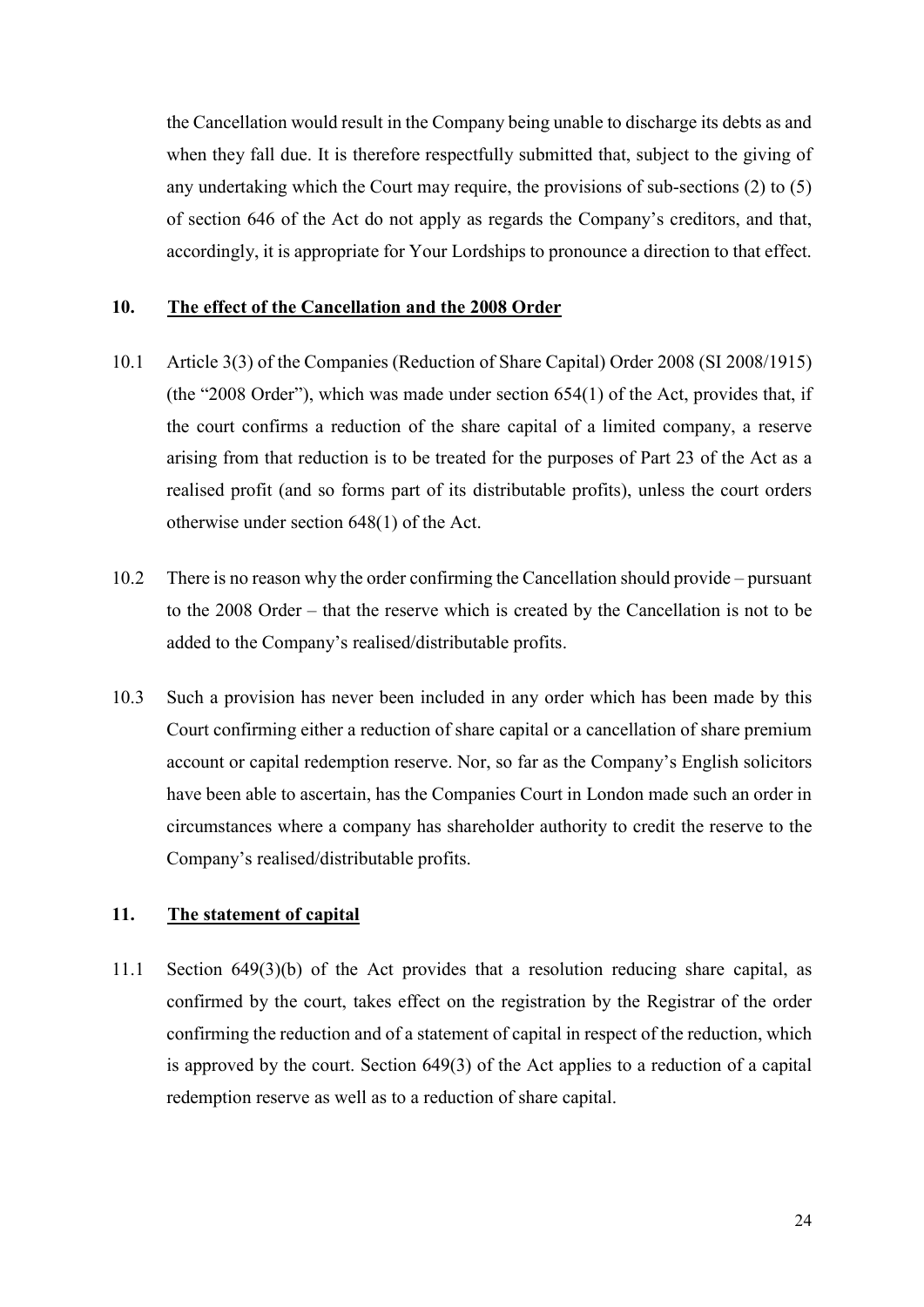the Cancellation would result in the Company being unable to discharge its debts as and when they fall due. It is therefore respectfully submitted that, subject to the giving of any undertaking which the Court may require, the provisions of sub-sections (2) to (5) of section 646 of the Act do not apply as regards the Company's creditors, and that, accordingly, it is appropriate for Your Lordships to pronounce a direction to that effect.

## 10. The effect of the Cancellation and the 2008 Order

10.1 Article 3(3) of the Companies (Reduction of Share Capital) Order 2008 (SI 2008/1915) (the "2008 Order"), which was made under section 654(1) of the Act, provides that, if the court confirms a reduction of the share capital of a limited company, a reserve arising from that reduction is to be treated for the purposes of Part 23 of the Act as a realised profit (and so forms part of its distributable profits), unless the court orders otherwise under section 648(1) of the Act.

10.2 There is no reason why the order confirming the Cancellation should provide – pursuant to the 2008 Order – that the reserve which is created by the Cancellation is not to be added to the Company's realised/distributable profits.

10.3 Such a provision has never been included in any order which has been made by this Court confirming either a reduction of share capital or a cancellation of share premium account or capital redemption reserve. Nor, so far as the Company's English solicitors have been able to ascertain, has the Companies Court in London made such an order in circumstances where a company has shareholder authority to credit the reserve to the Company's realised/distributable profits.

## 11. The statement of capital

11.1 Section 649(3)(b) of the Act provides that a resolution reducing share capital, as confirmed by the court, takes effect on the registration by the Registrar of the order confirming the reduction and of a statement of capital in respect of the reduction, which is approved by the court. Section 649(3) of the Act applies to a reduction of a capital redemption reserve as well as to a reduction of share capital.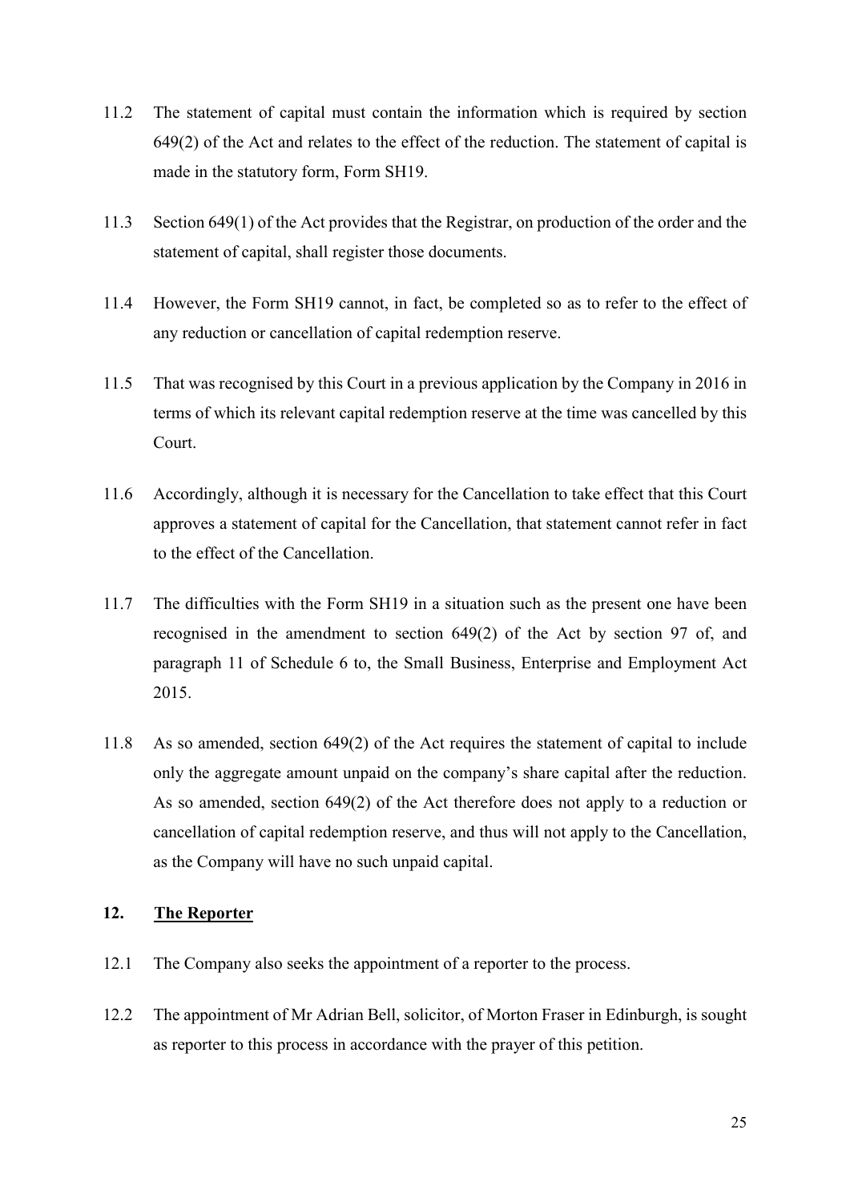11.2 The statement of capital must contain the information which is required by section 649(2) of the Act and relates to the effect of the reduction. The statement of capital is made in the statutory form, Form SH19.

11.3 Section 649(1) of the Act provides that the Registrar, on production of the order and the statement of capital, shall register those documents.

11.4 However, the Form SH19 cannot, in fact, be completed so as to refer to the effect of any reduction or cancellation of capital redemption reserve.

11.5 That was recognised by this Court in a previous application by the Company in 2016 in terms of which its relevant capital redemption reserve at the time was cancelled by this Court.

11.6 Accordingly, although it is necessary for the Cancellation to take effect that this Court approves a statement of capital for the Cancellation, that statement cannot refer in fact to the effect of the Cancellation.

11.7 The difficulties with the Form SH19 in a situation such as the present one have been recognised in the amendment to section 649(2) of the Act by section 97 of, and paragraph 11 of Schedule 6 to, the Small Business, Enterprise and Employment Act 2015.

11.8 As so amended, section 649(2) of the Act requires the statement of capital to include only the aggregate amount unpaid on the company's share capital after the reduction. As so amended, section 649(2) of the Act therefore does not apply to a reduction or cancellation of capital redemption reserve, and thus will not apply to the Cancellation, as the Company will have no such unpaid capital.

## 12. <u>The Reporter</u>

12.1 The Company also seeks the appointment of a reporter to the process.

12.2 The appointment of Mr Adrian Bell, solicitor, of Morton Fraser in Edinburgh, is sought as reporter to this process in accordance with the prayer of this petition.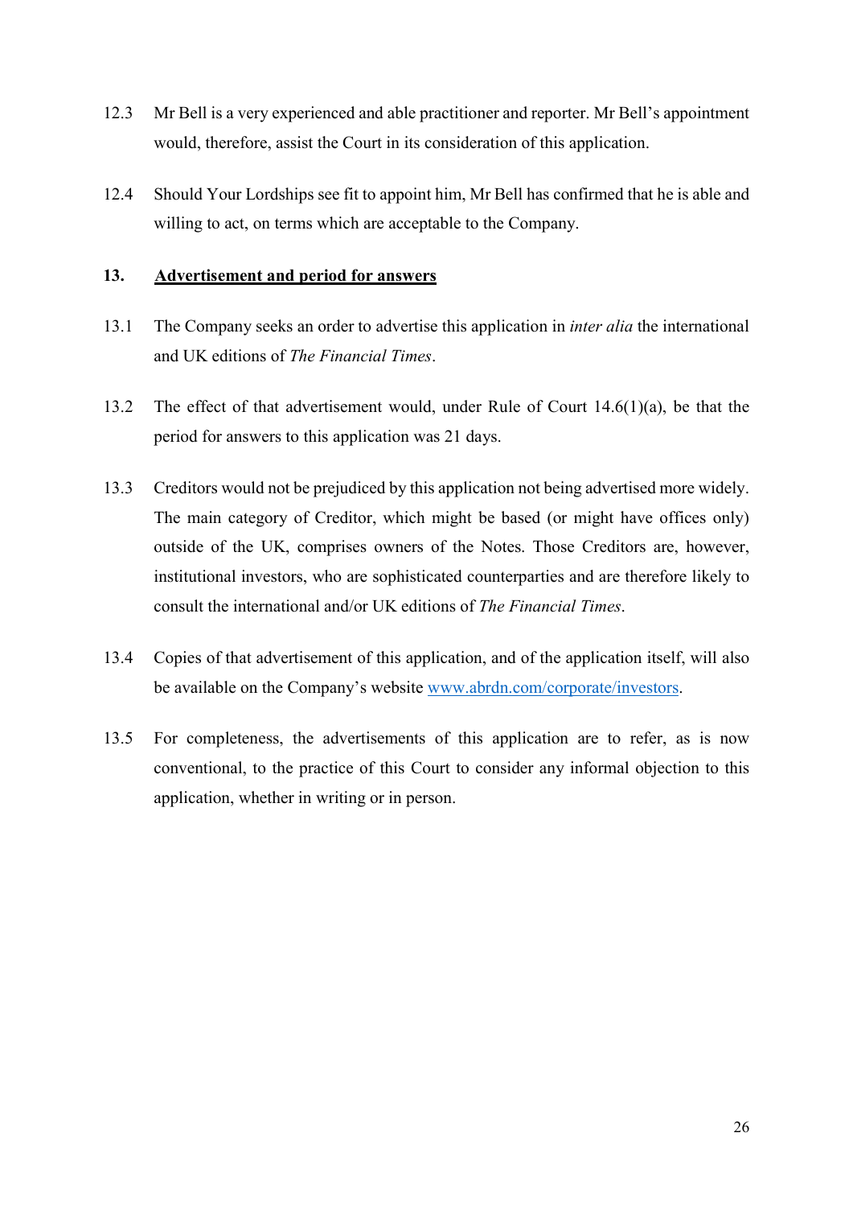12.3 Mr Bell is a very experienced and able practitioner and reporter. Mr Bell's appointment would, therefore, assist the Court in its consideration of this application.

12.4 Should Your Lordships see fit to appoint him, Mr Bell has confirmed that he is able and willing to act, on terms which are acceptable to the Company.

## 13. Advertisement and period for answers

13.1 The Company seeks an order to advertise this application in *inter alia* the international and UK editions of *The Financial Times*.

13.2 The effect of that advertisement would, under Rule of Court 14.6(1)(a), be that the period for answers to this application was 21 days.

13.3 Creditors would not be prejudiced by this application not being advertised more widely. The main category of Creditor, which might be based (or might have offices only) outside of the UK, comprises owners of the Notes. Those Creditors are, however, institutional investors, who are sophisticated counterparties and are therefore likely to consult the international and/or UK editions of *The Financial Times*.

13.4 Copies of that advertisement of this application, and of the application itself, will also be available on the Company's website [www.abrdn.com/corporate/investors](www.abrdn.com/corporate/investors).

13.5 For completeness, the advertisements of this application are to refer, as is now conventional, to the practice of this Court to consider any informal objection to this application, whether in writing or in person.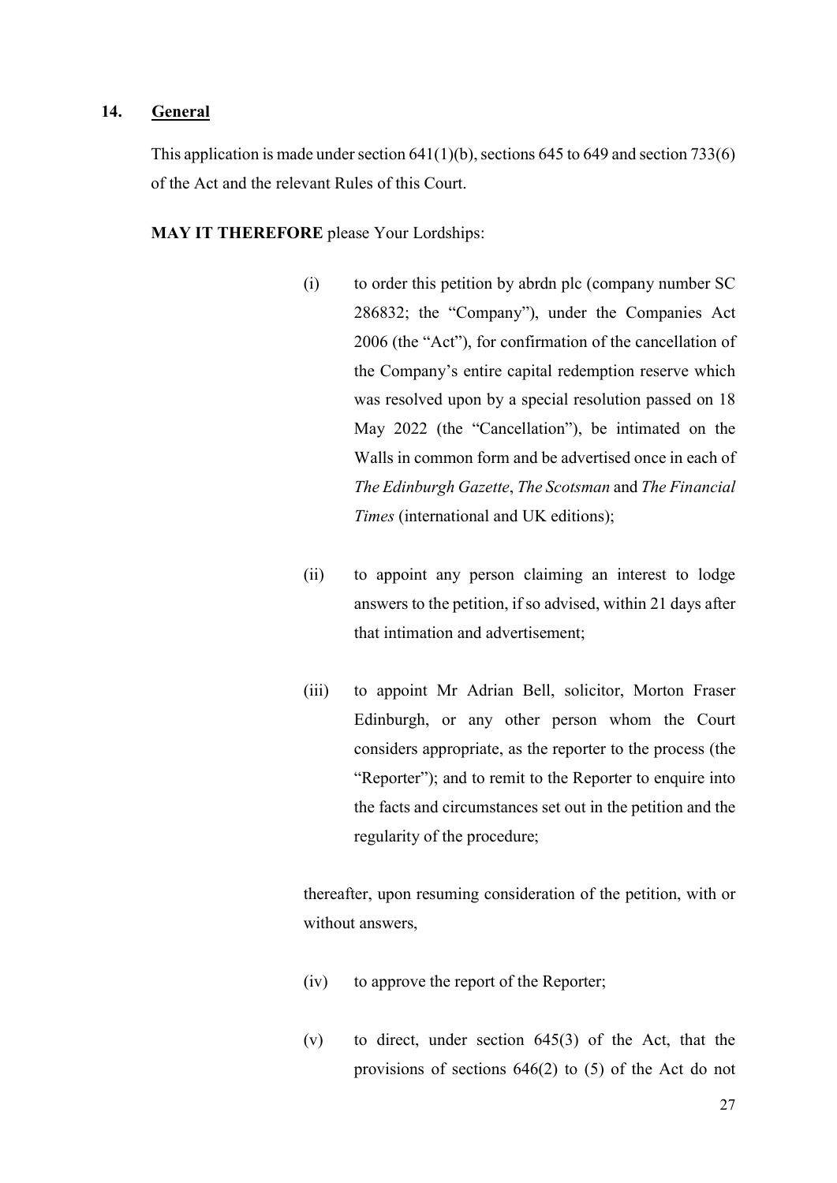## 14. General

This application is made under section 641(1)(b), sections 645 to 649 and section 733(6) of the Act and the relevant Rules of this Court.

**MAY IT THEREFORE** please Your Lordships:

(i) to order this petition by abrdn plc (company number SC 286832; the "Company"), under the Companies Act 2006 (the "Act"), for confirmation of the cancellation of the Company's entire capital redemption reserve which was resolved upon by a special resolution passed on 18 May 2022 (the "Cancellation"), be intimated on the Walls in common form and be advertised once in each of *The Edinburgh Gazette*, *The Scotsman* and *The Financial Times* (international and UK editions);

(ii) to appoint any person claiming an interest to lodge answers to the petition, if so advised, within 21 days after that intimation and advertisement;

(iii) to appoint Mr Adrian Bell, solicitor, Morton Fraser Edinburgh, or any other person whom the Court considers appropriate, as the reporter to the process (the "Reporter"); and to remit to the Reporter to enquire into the facts and circumstances set out in the petition and the regularity of the procedure;

thereafter, upon resuming consideration of the petition, with or without answers,

(iv) to approve the report of the Reporter;

(v) to direct, under section 645(3) of the Act, that the provisions of sections 646(2) to (5) of the Act do not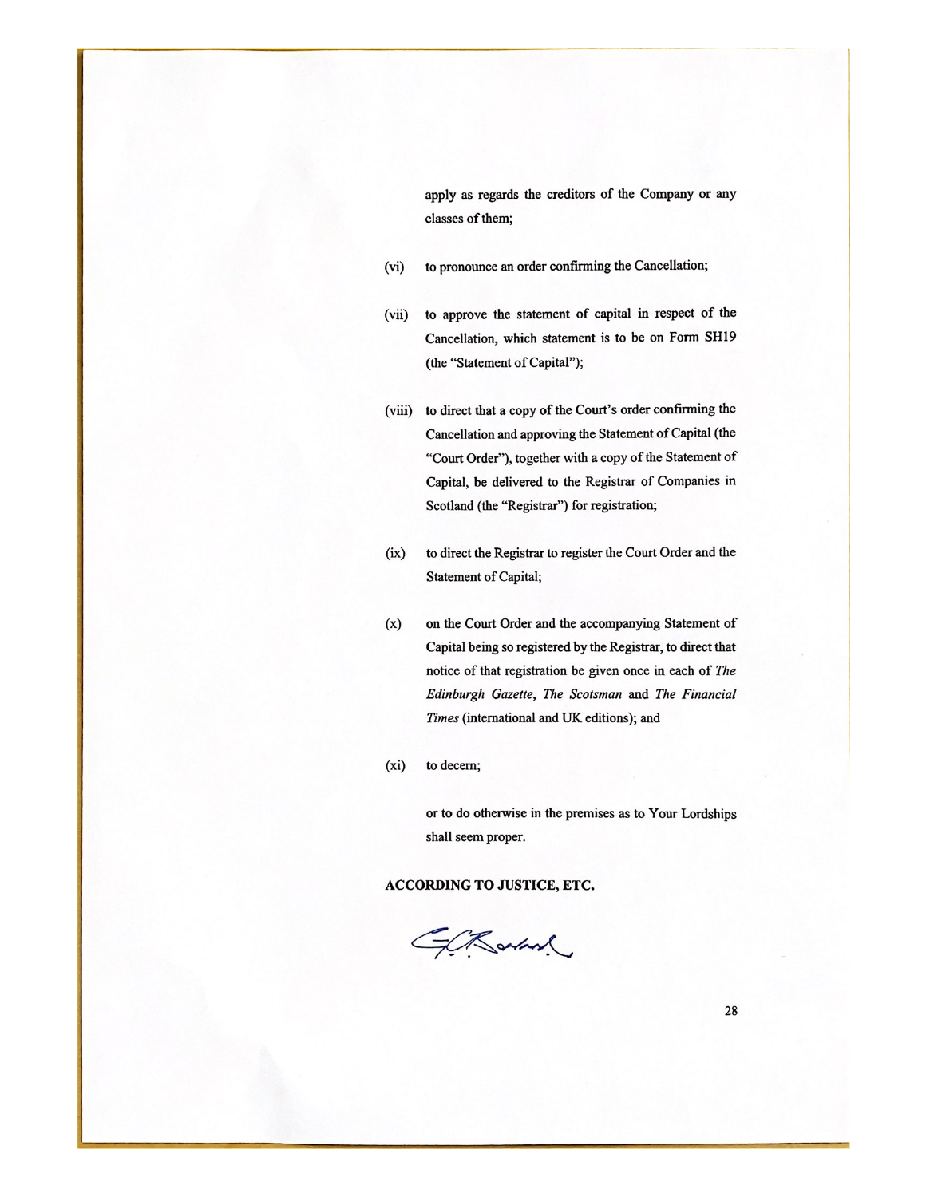apply as regards the creditors of the Company or any classes of them;

(vi) to pronounce an order confirming the Cancellation;

(vii) to approve the statement of capital in respect of the Cancellation, which statement is to be on Form SH19 (the "Statement of Capital");

(viii) to direct that a copy of the Court's order confirming the Cancellation and approving the Statement of Capital (the "Court Order"), together with a copy of the Statement of Capital, be delivered to the Registrar of Companies in Scotland (the "Registrar") for registration;

(ix) to direct the Registrar to register the Court Order and the Statement of Capital;

(x) on the Court Order and the accompanying Statement of Capital being so registered by the Registrar, to direct that notice of that registration be given once in each of *The Edinburgh Gazette*, *The Scotsman* and *The Financial Times* (international and UK editions); and

(xi) to decern;

or to do otherwise in the premises as to Your Lordships shall seem proper.

**ACCORDING TO JUSTICE, ETC.**